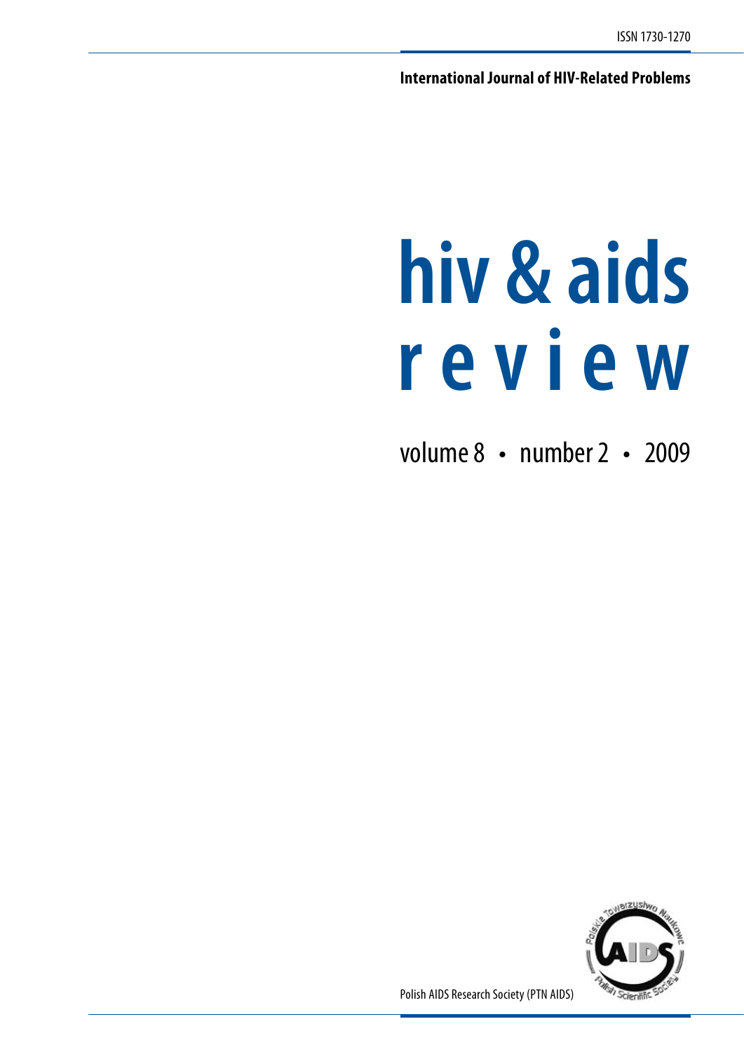ISSN 1730-1270

**International Journal of HIV-Related Problems**

# hiv & aids review

volume 8 • number 2 • 2009

Polish AIDS Research Society (PTN AIDS)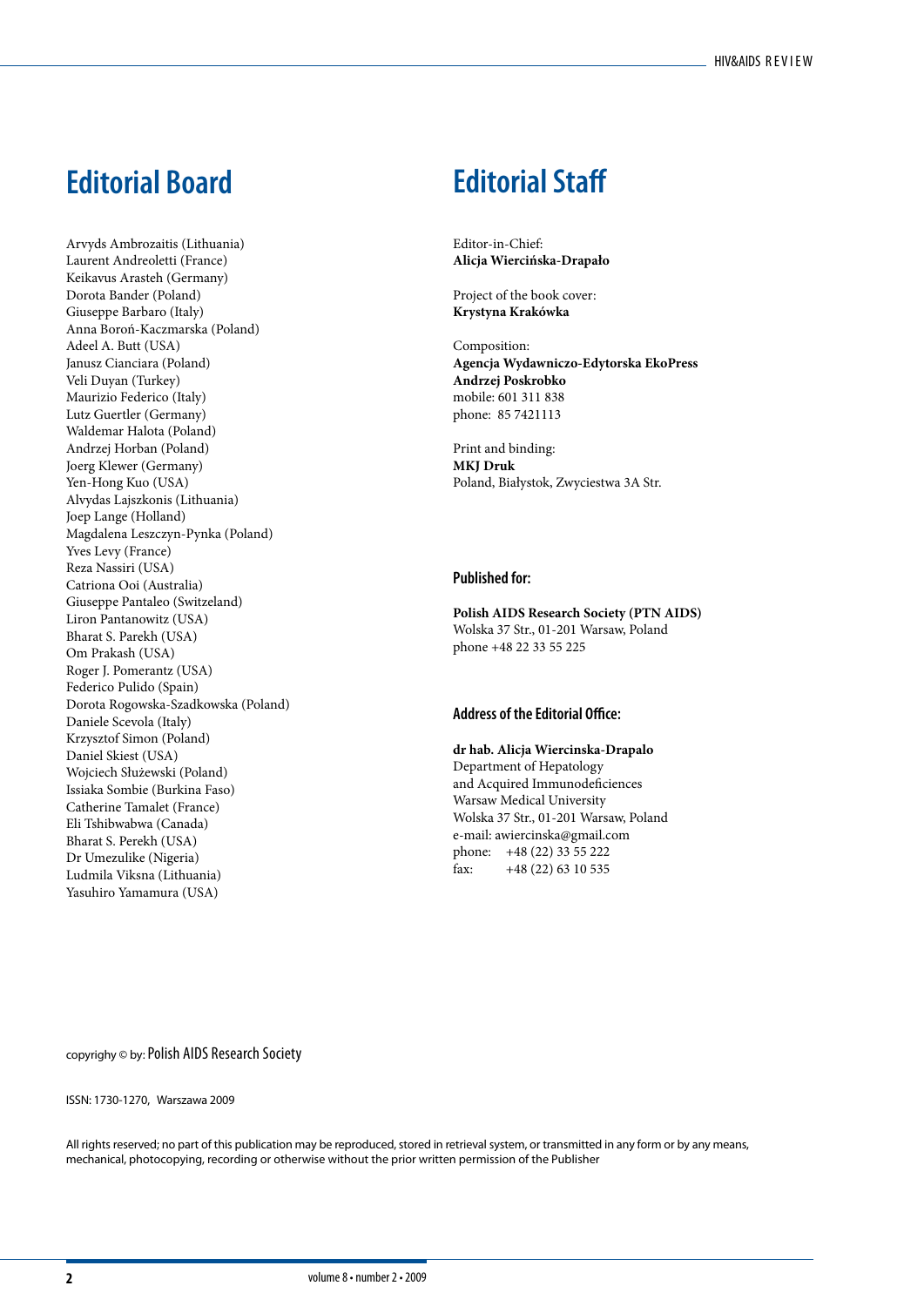## Editorial Board

Arvyds Ambrozaitis (Lithuania)
Laurent Andreoletti (France)
Keikavus Arasteh (Germany)
Dorota Bander (Poland)
Giuseppe Barbaro (Italy)
Anna Boroń-Kaczmarska (Poland)
Adeel A. Butt (USA)
Janusz Cianciara (Poland)
Veli Duyan (Turkey)
Maurizio Federico (Italy)
Lutz Guertler (Germany)
Waldemar Halota (Poland)
Andrzej Horban (Poland)
Joerg Klewer (Germany)
Yen-Hong Kuo (USA)
Alvydas Lajszkonis (Lithuania)
Joep Lange (Holland)
Magdalena Leszczyn-Pynka (Poland)
Yves Levy (France)
Reza Nassiri (USA)
Catriona Ooi (Australia)
Giuseppe Pantaleo (Switzeland)
Liron Pantanowitz (USA)
Bharat S. Parekh (USA)
Om Prakash (USA)
Roger J. Pomerantz (USA)
Federico Pulido (Spain)
Dorota Rogowska-Szadkowska (Poland)
Daniele Scevola (Italy)
Krzysztof Simon (Poland)
Daniel Skiest (USA)
Wojciech Służewski (Poland)
Issiaka Sombie (Burkina Faso)
Catherine Tamalet (France)
Eli Tshibwabwa (Canada)
Bharat S. Perekh (USA)
Dr Umezulike (Nigeria)
Ludmila Viksna (Lithuania)
Yasuhiro Yamamura (USA)

## Editorial Staff

Editor-in-Chief:
**Alicja Wiercińska-Drapało**

Project of the book cover:
**Krystyna Krakówka**

Composition:
**Agencja Wydawniczo-Edytorska EkoPress**
**Andrzej Poskrobko**
mobile: 601 311 838
phone: 85 7421113

Print and binding:
**MKJ Druk**
Poland, Białystok, Zwyciestwa 3A Str.

### Published for:

**Polish AIDS Research Society (PTN AIDS)**
Wolska 37 Str., 01-201 Warsaw, Poland
phone +48 22 33 55 225

### Address of the Editorial Office:

**dr hab. Alicja Wiercinska-Drapalo**
Department of Hepatology
and Acquired Immunodeficiences
Warsaw Medical University
Wolska 37 Str., 01-201 Warsaw, Poland
e-mail: awiercinska@gmail.com
phone: +48 (22) 33 55 222
fax: +48 (22) 63 10 535

copyrighy © by: Polish AIDS Research Society

ISSN: 1730-1270, Warszawa 2009

All rights reserved; no part of this publication may be reproduced, stored in retrieval system, or transmitted in any form or by any means, mechanical, photocopying, recording or otherwise without the prior written permission of the Publisher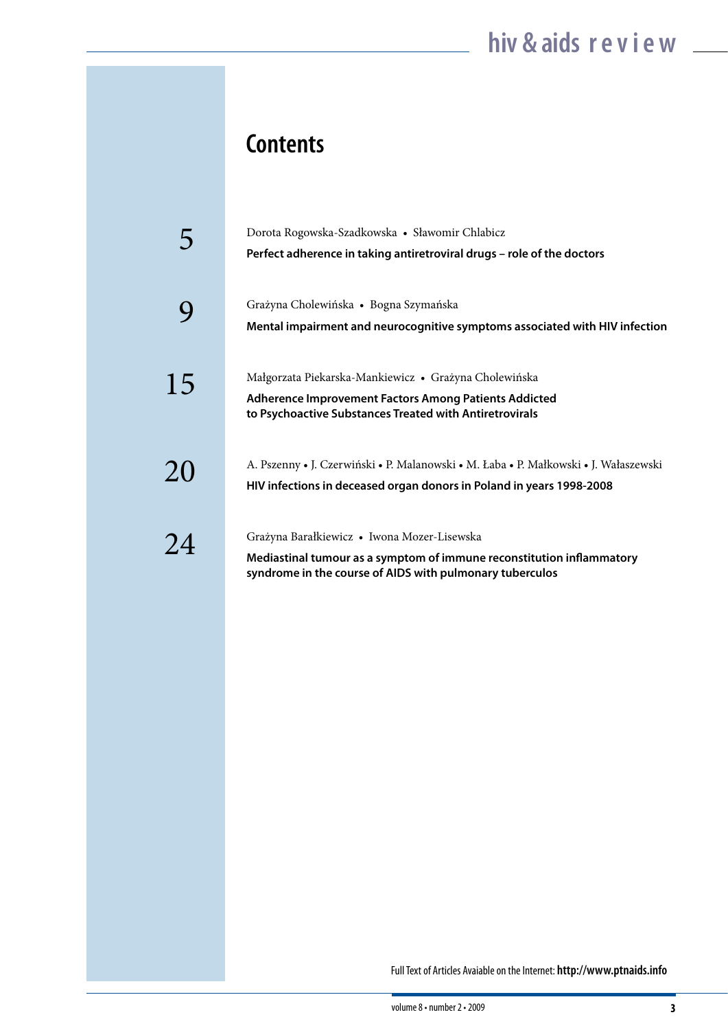# Contents

**5**

Dorota Rogowska-Szadkowska • Sławomir Chlabicz

**Perfect adherence in taking antiretroviral drugs – role of the doctors**

**9**

Grażyna Cholewińska • Bogna Szymańska

**Mental impairment and neurocognitive symptoms associated with HIV infection**

**15**

Małgorzata Piekarska-Mankiewicz • Grażyna Cholewińska

**Adherence Improvement Factors Among Patients Addicted to Psychoactive Substances Treated with Antiretrovirals**

**20**

A. Pszenny • J. Czerwiński • P. Malanowski • M. Łaba • P. Małkowski • J. Wałaszewski

**HIV infections in deceased organ donors in Poland in years 1998-2008**

**24**

Grażyna Barałkiewicz • Iwona Mozer-Lisewska

**Mediastinal tumour as a symptom of immune reconstitution inflammatory syndrome in the course of AIDS with pulmonary tuberculos**

Full Text of Articles Avaiable on the Internet: **http://www.ptnaids.info**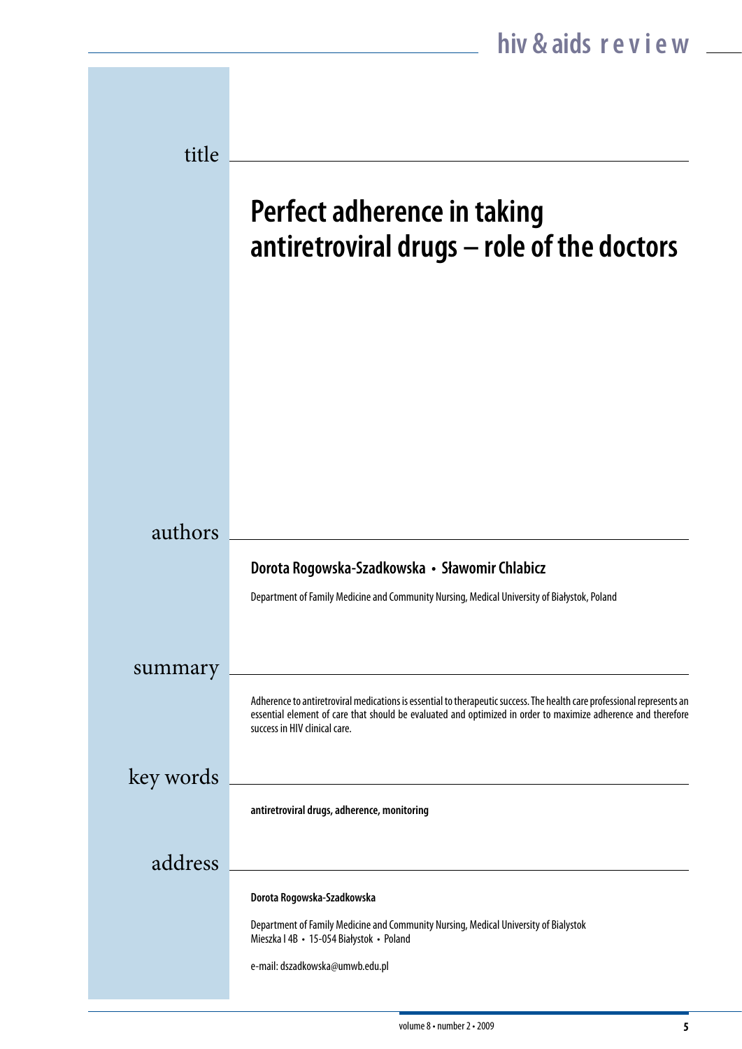# Perfect adherence in taking antiretroviral drugs – role of the doctors

## authors

**Dorota Rogowska-Szadkowska • Sławomir Chlabicz**

Department of Family Medicine and Community Nursing, Medical University of Białystok, Poland

## summary

Adherence to antiretroviral medications is essential to therapeutic success. The health care professional represents an essential element of care that should be evaluated and optimized in order to maximize adherence and therefore success in HIV clinical care.

## key words

**antiretroviral drugs, adherence, monitoring**

## address

**Dorota Rogowska-Szadkowska**

Department of Family Medicine and Community Nursing, Medical University of Bialystok
Mieszka I 4B • 15-054 Białystok • Poland

e-mail: dszadkowska@umwb.edu.pl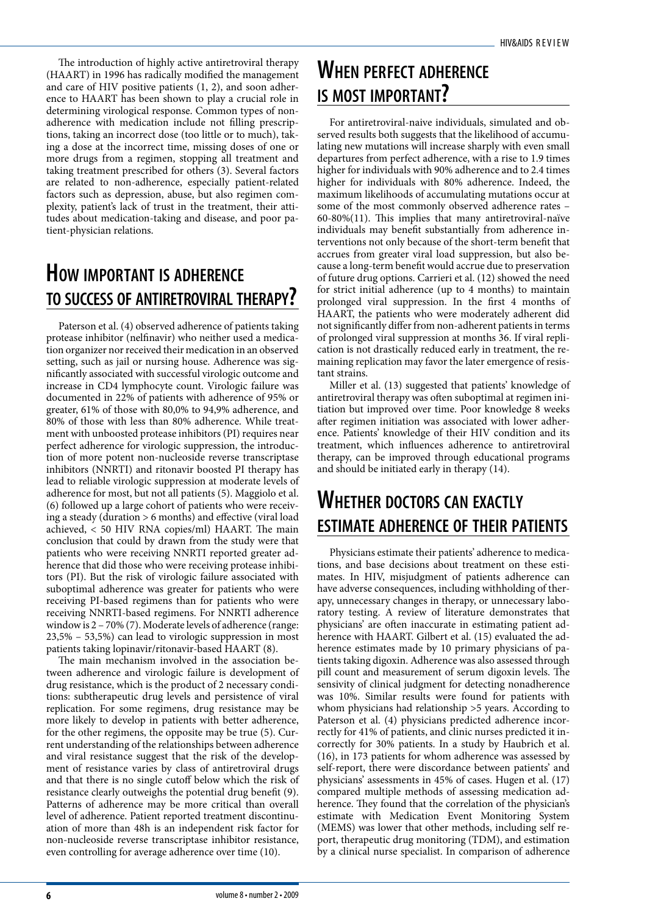The introduction of highly active antiretroviral therapy (HAART) in 1996 has radically modified the management and care of HIV positive patients (1, 2), and soon adherence to HAART has been shown to play a crucial role in determining virological response. Common types of nonadherence with medication include not filling prescriptions, taking an incorrect dose (too little or to much), taking a dose at the incorrect time, missing doses of one or more drugs from a regimen, stopping all treatment and taking treatment prescribed for others (3). Several factors are related to non-adherence, especially patient-related factors such as depression, abuse, but also regimen complexity, patient's lack of trust in the treatment, their attitudes about medication-taking and disease, and poor patient-physician relations.

## How important is adherence to success of antiretroviral therapy?

Paterson et al. (4) observed adherence of patients taking protease inhibitor (nelfinavir) who neither used a medication organizer nor received their medication in an observed setting, such as jail or nursing house. Adherence was significantly associated with successful virologic outcome and increase in CD4 lymphocyte count. Virologic failure was documented in 22% of patients with adherence of 95% or greater, 61% of those with 80,0% to 94,9% adherence, and 80% of those with less than 80% adherence. While treatment with unboosted protease inhibitors (PI) requires near perfect adherence for virologic suppression, the introduction of more potent non-nucleoside reverse transcriptase inhibitors (NNRTI) and ritonavir boosted PI therapy has lead to reliable virologic suppression at moderate levels of adherence for most, but not all patients (5). Maggiolo et al. (6) followed up a large cohort of patients who were receiving a steady (duration > 6 months) and effective (viral load achieved, < 50 HIV RNA copies/ml) HAART. The main conclusion that could by drawn from the study were that patients who were receiving NNRTI reported greater adherence that did those who were receiving protease inhibitors (PI). But the risk of virologic failure associated with suboptimal adherence was greater for patients who were receiving PI-based regimens than for patients who were receiving NNRTI-based regimens. For NNRTI adherence window is 2 – 70% (7). Moderate levels of adherence (range: 23,5% – 53,5%) can lead to virologic suppression in most patients taking lopinavir/ritonavir-based HAART (8).

The main mechanism involved in the association between adherence and virologic failure is development of drug resistance, which is the product of 2 necessary conditions: subtherapeutic drug levels and persistence of viral replication. For some regimens, drug resistance may be more likely to develop in patients with better adherence, for the other regimens, the opposite may be true (5). Current understanding of the relationships between adherence and viral resistance suggest that the risk of the development of resistance varies by class of antiretroviral drugs and that there is no single cutoff below which the risk of resistance clearly outweighs the potential drug benefit (9). Patterns of adherence may be more critical than overall level of adherence. Patient reported treatment discontinuation of more than 48h is an independent risk factor for non-nucleoside reverse transcriptase inhibitor resistance, even controlling for average adherence over time (10).

## When perfect adherence is most important?

For antiretroviral-naive individuals, simulated and observed results both suggests that the likelihood of accumulating new mutations will increase sharply with even small departures from perfect adherence, with a rise to 1.9 times higher for individuals with 90% adherence and to 2.4 times higher for individuals with 80% adherence. Indeed, the maximum likelihoods of accumulating mutations occur at some of the most commonly observed adherence rates – 60-80%(11). This implies that many antiretroviral-naïve individuals may benefit substantially from adherence interventions not only because of the short-term benefit that accrues from greater viral load suppression, but also because a long-term benefit would accrue due to preservation of future drug options. Carrieri et al. (12) showed the need for strict initial adherence (up to 4 months) to maintain prolonged viral suppression. In the first 4 months of HAART, the patients who were moderately adherent did not significantly differ from non-adherent patients in terms of prolonged viral suppression at months 36. If viral replication is not drastically reduced early in treatment, the remaining replication may favor the later emergence of resistant strains.

Miller et al. (13) suggested that patients' knowledge of antiretroviral therapy was often suboptimal at regimen initiation but improved over time. Poor knowledge 8 weeks after regimen initiation was associated with lower adherence. Patients' knowledge of their HIV condition and its treatment, which influences adherence to antiretroviral therapy, can be improved through educational programs and should be initiated early in therapy (14).

## Whether doctors can exactly estimate adherence of their patients

Physicians estimate their patients' adherence to medications, and base decisions about treatment on these estimates. In HIV, misjudgment of patients adherence can have adverse consequences, including withholding of therapy, unnecessary changes in therapy, or unnecessary laboratory testing. A review of literature demonstrates that physicians' are often inaccurate in estimating patient adherence with HAART. Gilbert et al. (15) evaluated the adherence estimates made by 10 primary physicians of patients taking digoxin. Adherence was also assessed through pill count and measurement of serum digoxin levels. The sensivity of clinical judgment for detecting nonadherence was 10%. Similar results were found for patients with whom physicians had relationship >5 years. According to Paterson et al. (4) physicians predicted adherence incorrectly for 41% of patients, and clinic nurses predicted it incorrectly for 30% patients. In a study by Haubrich et al. (16), in 173 patients for whom adherence was assessed by self-report, there were discordance between patients' and physicians' assessments in 45% of cases. Hugen et al. (17) compared multiple methods of assessing medication adherence. They found that the correlation of the physician's estimate with Medication Event Monitoring System (MEMS) was lower that other methods, including self report, therapeutic drug monitoring (TDM), and estimation by a clinical nurse specialist. In comparison of adherence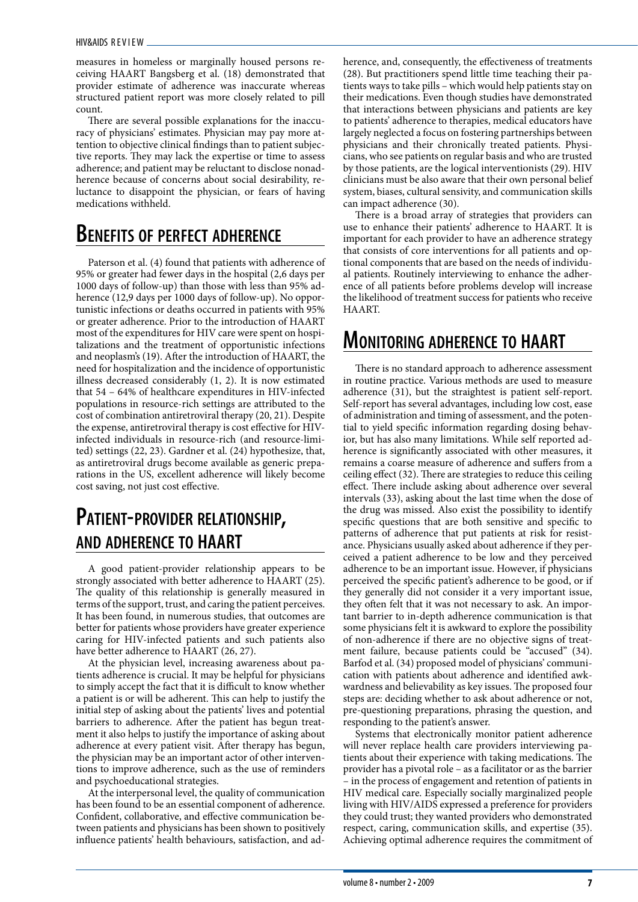measures in homeless or marginally housed persons receiving HAART Bangsberg et al. (18) demonstrated that provider estimate of adherence was inaccurate whereas structured patient report was more closely related to pill count.

There are several possible explanations for the inaccuracy of physicians' estimates. Physician may pay more attention to objective clinical findings than to patient subjective reports. They may lack the expertise or time to assess adherence; and patient may be reluctant to disclose nonadherence because of concerns about social desirability, reluctance to disappoint the physician, or fears of having medications withheld.

## Benefits of perfect adherence

Paterson et al. (4) found that patients with adherence of 95% or greater had fewer days in the hospital (2,6 days per 1000 days of follow-up) than those with less than 95% adherence (12,9 days per 1000 days of follow-up). No opportunistic infections or deaths occurred in patients with 95% or greater adherence. Prior to the introduction of HAART most of the expenditures for HIV care were spent on hospitalizations and the treatment of opportunistic infections and neoplasm's (19). After the introduction of HAART, the need for hospitalization and the incidence of opportunistic illness decreased considerably (1, 2). It is now estimated that 54 – 64% of healthcare expenditures in HIV-infected populations in resource-rich settings are attributed to the cost of combination antiretroviral therapy (20, 21). Despite the expense, antiretroviral therapy is cost effective for HIV-infected individuals in resource-rich (and resource-limited) settings (22, 23). Gardner et al. (24) hypothesize, that, as antiretroviral drugs become available as generic preparations in the US, excellent adherence will likely become cost saving, not just cost effective.

## Patient-provider relationship, and adherence to HAART

A good patient-provider relationship appears to be strongly associated with better adherence to HAART (25). The quality of this relationship is generally measured in terms of the support, trust, and caring the patient perceives. It has been found, in numerous studies, that outcomes are better for patients whose providers have greater experience caring for HIV-infected patients and such patients also have better adherence to HAART (26, 27).

At the physician level, increasing awareness about patients adherence is crucial. It may be helpful for physicians to simply accept the fact that it is difficult to know whether a patient is or will be adherent. This can help to justify the initial step of asking about the patients' lives and potential barriers to adherence. After the patient has begun treatment it also helps to justify the importance of asking about adherence at every patient visit. After therapy has begun, the physician may be an important actor of other interventions to improve adherence, such as the use of reminders and psychoeducational strategies.

At the interpersonal level, the quality of communication has been found to be an essential component of adherence. Confident, collaborative, and effective communication between patients and physicians has been shown to positively influence patients' health behaviours, satisfaction, and adherence, and, consequently, the effectiveness of treatments (28). But practitioners spend little time teaching their patients ways to take pills – which would help patients stay on their medications. Even though studies have demonstrated that interactions between physicians and patients are key to patients' adherence to therapies, medical educators have largely neglected a focus on fostering partnerships between physicians and their chronically treated patients. Physicians, who see patients on regular basis and who are trusted by those patients, are the logical interventionists (29). HIV clinicians must be also aware that their own personal belief system, biases, cultural sensivity, and communication skills can impact adherence (30).

There is a broad array of strategies that providers can use to enhance their patients' adherence to HAART. It is important for each provider to have an adherence strategy that consists of core interventions for all patients and optional components that are based on the needs of individual patients. Routinely interviewing to enhance the adherence of all patients before problems develop will increase the likelihood of treatment success for patients who receive HAART.

## Monitoring adherence to HAART

There is no standard approach to adherence assessment in routine practice. Various methods are used to measure adherence (31), but the straightest is patient self-report. Self-report has several advantages, including low cost, ease of administration and timing of assessment, and the potential to yield specific information regarding dosing behavior, but has also many limitations. While self reported adherence is significantly associated with other measures, it remains a coarse measure of adherence and suffers from a ceiling effect (32). There are strategies to reduce this ceiling effect. There include asking about adherence over several intervals (33), asking about the last time when the dose of the drug was missed. Also exist the possibility to identify specific questions that are both sensitive and specific to patterns of adherence that put patients at risk for resistance. Physicians usually asked about adherence if they perceived a patient adherence to be low and they perceived adherence to be an important issue. However, if physicians perceived the specific patient's adherence to be good, or if they generally did not consider it a very important issue, they often felt that it was not necessary to ask. An important barrier to in-depth adherence communication is that some physicians felt it is awkward to explore the possibility of non-adherence if there are no objective signs of treatment failure, because patients could be "accused" (34). Barfod et al. (34) proposed model of physicians' communication with patients about adherence and identified awkwardness and believability as key issues. The proposed four steps are: deciding whether to ask about adherence or not, pre-questioning preparations, phrasing the question, and responding to the patient's answer.

Systems that electronically monitor patient adherence will never replace health care providers interviewing patients about their experience with taking medications. The provider has a pivotal role – as a facilitator or as the barrier – in the process of engagement and retention of patients in HIV medical care. Especially socially marginalized people living with HIV/AIDS expressed a preference for providers they could trust; they wanted providers who demonstrated respect, caring, communication skills, and expertise (35). Achieving optimal adherence requires the commitment of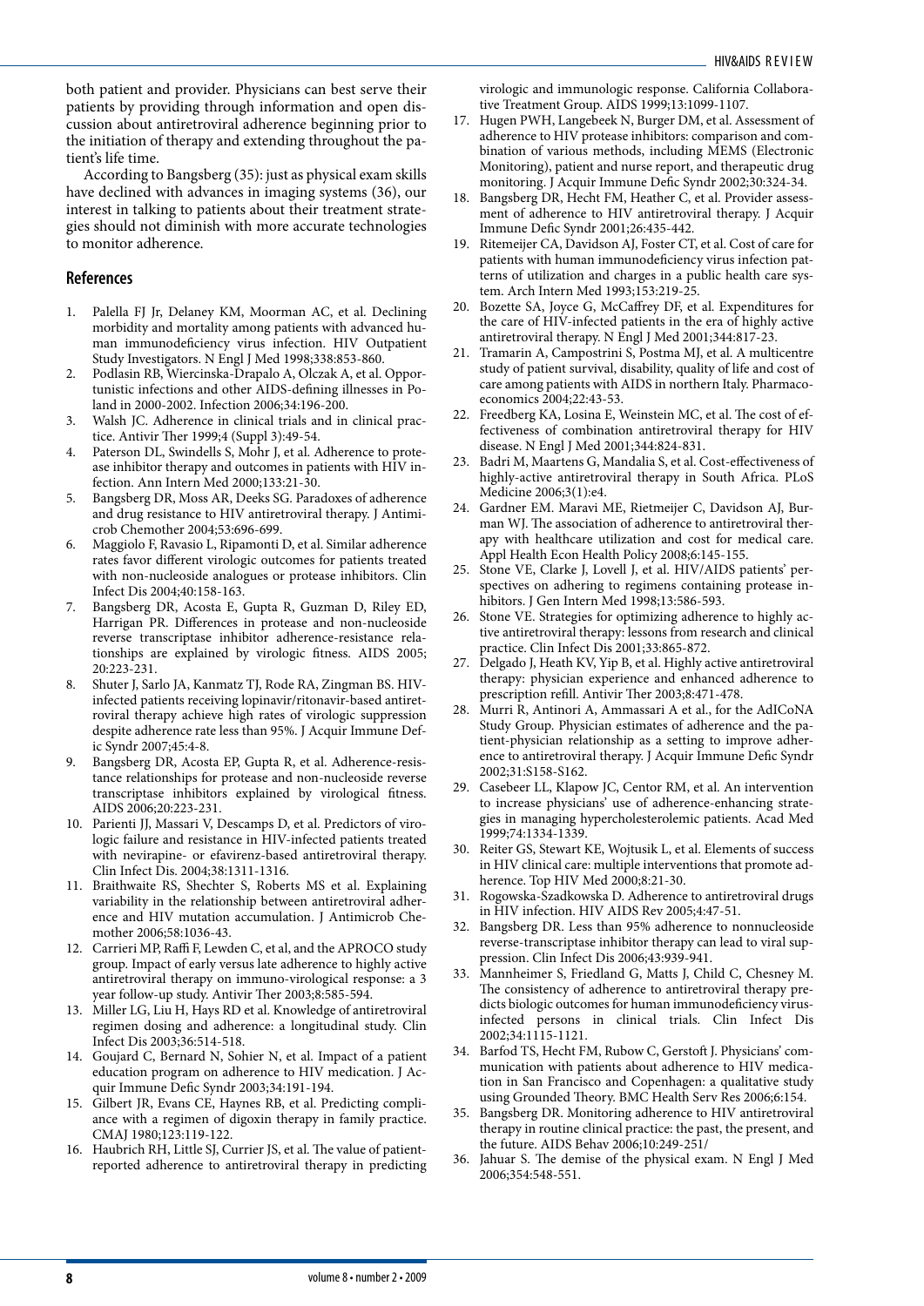both patient and provider. Physicians can best serve their patients by providing through information and open discussion about antiretroviral adherence beginning prior to the initiation of therapy and extending throughout the patient's life time.

According to Bangsberg (35): just as physical exam skills have declined with advances in imaging systems (36), our interest in talking to patients about their treatment strategies should not diminish with more accurate technologies to monitor adherence.

## References

1. Palella FJ Jr, Delaney KM, Moorman AC, et al. Declining morbidity and mortality among patients with advanced human immunodeficiency virus infection. HIV Outpatient Study Investigators. N Engl J Med 1998;338:853-860.
2. Podlasin RB, Wiercinska-Drapalo A, Olczak A, et al. Opportunistic infections and other AIDS-defining illnesses in Poland in 2000-2002. Infection 2006;34:196-200.
3. Walsh JC. Adherence in clinical trials and in clinical practice. Antivir Ther 1999;4 (Suppl 3):49-54.
4. Paterson DL, Swindells S, Mohr J, et al. Adherence to protease inhibitor therapy and outcomes in patients with HIV infection. Ann Intern Med 2000;133:21-30.
5. Bangsberg DR, Moss AR, Deeks SG. Paradoxes of adherence and drug resistance to HIV antiretroviral therapy. J Antimicrob Chemother 2004;53:696-699.
6. Maggiolo F, Ravasio L, Ripamonti D, et al. Similar adherence rates favor different virologic outcomes for patients treated with non-nucleoside analogues or protease inhibitors. Clin Infect Dis 2004;40:158-163.
7. Bangsberg DR, Acosta E, Gupta R, Guzman D, Riley ED, Harrigan PR. Differences in protease and non-nucleoside reverse transcriptase inhibitor adherence-resistance relationships are explained by virologic fitness. AIDS 2005; 20:223-231.
8. Shuter J, Sarlo JA, Kanmatz TJ, Rode RA, Zingman BS. HIV-infected patients receiving lopinavir/ritonavir-based antiretroviral therapy achieve high rates of virologic suppression despite adherence rate less than 95%. J Acquir Immune Defic Syndr 2007;45:4-8.
9. Bangsberg DR, Acosta EP, Gupta R, et al. Adherence-resistance relationships for protease and non-nucleoside reverse transcriptase inhibitors explained by virological fitness. AIDS 2006;20:223-231.
10. Parienti JJ, Massari V, Descamps D, et al. Predictors of virologic failure and resistance in HIV-infected patients treated with nevirapine- or efavirenz-based antiretroviral therapy. Clin Infect Dis. 2004;38:1311-1316.
11. Braithwaite RS, Shechter S, Roberts MS et al. Explaining variability in the relationship between antiretroviral adherence and HIV mutation accumulation. J Antimicrob Chemother 2006;58:1036-43.
12. Carrieri MP, Raffi F, Lewden C, et al, and the APROCO study group. Impact of early versus late adherence to highly active antiretroviral therapy on immuno-virological response: a 3 year follow-up study. Antivir Ther 2003;8:585-594.
13. Miller LG, Liu H, Hays RD et al. Knowledge of antiretroviral regimen dosing and adherence: a longitudinal study. Clin Infect Dis 2003;36:514-518.
14. Goujard C, Bernard N, Sohier N, et al. Impact of a patient education program on adherence to HIV medication. J Acquir Immune Defic Syndr 2003;34:191-194.
15. Gilbert JR, Evans CE, Haynes RB, et al. Predicting compliance with a regimen of digoxin therapy in family practice. CMAJ 1980;123:119-122.
16. Haubrich RH, Little SJ, Currier JS, et al. The value of patient-reported adherence to antiretroviral therapy in predicting virologic and immunologic response. California Collaborative Treatment Group. AIDS 1999;13:1099-1107.
17. Hugen PWH, Langebeek N, Burger DM, et al. Assessment of adherence to HIV protease inhibitors: comparison and combination of various methods, including MEMS (Electronic Monitoring), patient and nurse report, and therapeutic drug monitoring. J Acquir Immune Defic Syndr 2002;30:324-34.
18. Bangsberg DR, Hecht FM, Heather C, et al. Provider assessment of adherence to HIV antiretroviral therapy. J Acquir Immune Defic Syndr 2001;26:435-442.
19. Ritemeijer CA, Davidson AJ, Foster CT, et al. Cost of care for patients with human immunodeficiency virus infection patterns of utilization and charges in a public health care system. Arch Intern Med 1993;153:219-25.
20. Bozette SA, Joyce G, McCaffrey DF, et al. Expenditures for the care of HIV-infected patients in the era of highly active antiretroviral therapy. N Engl J Med 2001;344:817-23.
21. Tramarin A, Campostrini S, Postma MJ, et al. A multicentre study of patient survival, disability, quality of life and cost of care among patients with AIDS in northern Italy. Pharmacoeconomics 2004;22:43-53.
22. Freedberg KA, Losina E, Weinstein MC, et al. The cost of effectiveness of combination antiretroviral therapy for HIV disease. N Engl J Med 2001;344:824-831.
23. Badri M, Maartens G, Mandalia S, et al. Cost-effectiveness of highly-active antiretroviral therapy in South Africa. PLoS Medicine 2006;3(1):e4.
24. Gardner EM. Maravi ME, Rietmeijer C, Davidson AJ, Burman WJ. The association of adherence to antiretroviral therapy with healthcare utilization and cost for medical care. Appl Health Econ Health Policy 2008;6:145-155.
25. Stone VE, Clarke J, Lovell J, et al. HIV/AIDS patients' perspectives on adhering to regimens containing protease inhibitors. J Gen Intern Med 1998;13:586-593.
26. Stone VE. Strategies for optimizing adherence to highly active antiretroviral therapy: lessons from research and clinical practice. Clin Infect Dis 2001;33:865-872.
27. Delgado J, Heath KV, Yip B, et al. Highly active antiretroviral therapy: physician experience and enhanced adherence to prescription refill. Antivir Ther 2003;8:471-478.
28. Murri R, Antinori A, Ammassari A et al., for the AdICoNA Study Group. Physician estimates of adherence and the patient-physician relationship as a setting to improve adherence to antiretroviral therapy. J Acquir Immune Defic Syndr 2002;31:S158-S162.
29. Casebeer LL, Klapow JC, Centor RM, et al. An intervention to increase physicians' use of adherence-enhancing strategies in managing hypercholesterolemic patients. Acad Med 1999;74:1334-1339.
30. Reiter GS, Stewart KE, Wojtusik L, et al. Elements of success in HIV clinical care: multiple interventions that promote adherence. Top HIV Med 2000;8:21-30.
31. Rogowska-Szadkowska D. Adherence to antiretroviral drugs in HIV infection. HIV AIDS Rev 2005;4:47-51.
32. Bangsberg DR. Less than 95% adherence to nonnucleoside reverse-transcriptase inhibitor therapy can lead to viral suppression. Clin Infect Dis 2006;43:939-941.
33. Mannheimer S, Friedland G, Matts J, Child C, Chesney M. The consistency of adherence to antiretroviral therapy predicts biologic outcomes for human immunodeficiency virus-infected persons in clinical trials. Clin Infect Dis 2002;34:1115-1121.
34. Barfod TS, Hecht FM, Rubow C, Gerstoft J. Physicians' communication with patients about adherence to HIV medication in San Francisco and Copenhagen: a qualitative study using Grounded Theory. BMC Health Serv Res 2006;6:154.
35. Bangsberg DR. Monitoring adherence to HIV antiretroviral therapy in routine clinical practice: the past, the present, and the future. AIDS Behav 2006;10:249-251/
36. Jahuar S. The demise of the physical exam. N Engl J Med 2006;354:548-551.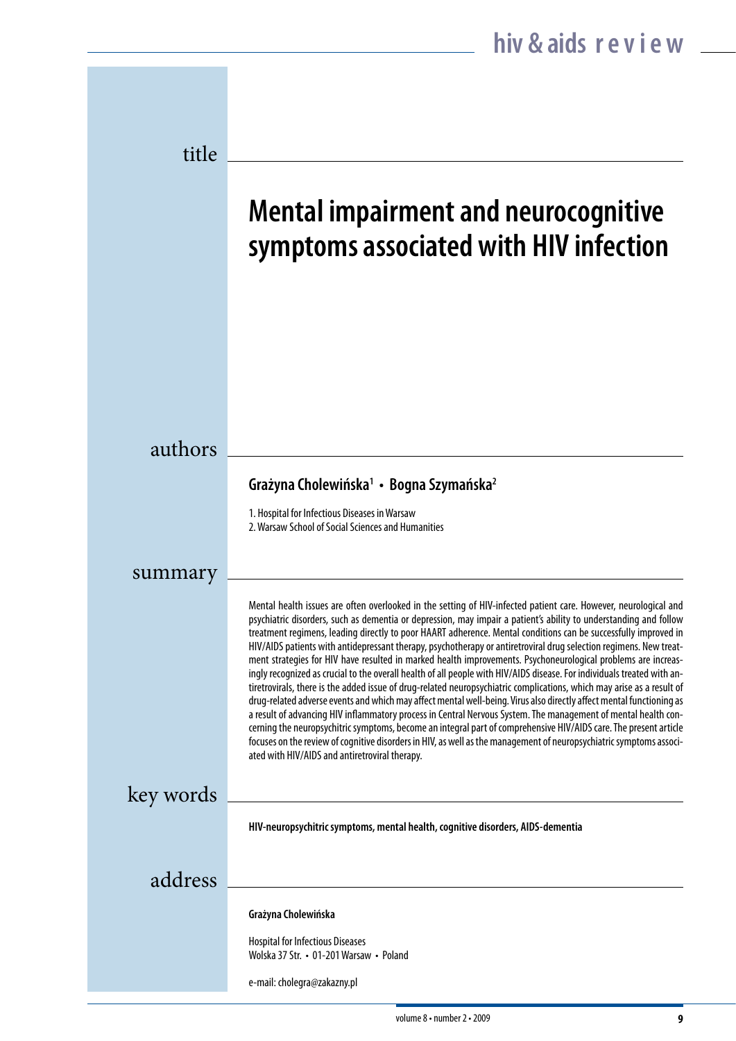title

# Mental impairment and neurocognitive symptoms associated with HIV infection

authors

**Grażyna Cholewińska[1] • Bogna Szymańska[2]**

1. Hospital for Infectious Diseases in Warsaw
2. Warsaw School of Social Sciences and Humanities

summary

Mental health issues are often overlooked in the setting of HIV-infected patient care. However, neurological and psychiatric disorders, such as dementia or depression, may impair a patient's ability to understanding and follow treatment regimens, leading directly to poor HAART adherence. Mental conditions can be successfully improved in HIV/AIDS patients with antidepressant therapy, psychotherapy or antiretroviral drug selection regimens. New treatment strategies for HIV have resulted in marked health improvements. Psychoneurological problems are increasingly recognized as crucial to the overall health of all people with HIV/AIDS disease. For individuals treated with antiretrovirals, there is the added issue of drug-related neuropsychiatric complications, which may arise as a result of drug-related adverse events and which may affect mental well-being. Virus also directly affect mental functioning as a result of advancing HIV inflammatory process in Central Nervous System. The management of mental health concerning the neuropsychitric symptoms, become an integral part of comprehensive HIV/AIDS care. The present article focuses on the review of cognitive disorders in HIV, as well as the management of neuropsychiatric symptoms associated with HIV/AIDS and antiretroviral therapy.

key words

**HIV-neuropsychitric symptoms, mental health, cognitive disorders, AIDS-dementia**

address

**Grażyna Cholewińska**

Hospital for Infectious Diseases
Wolska 37 Str. • 01-201 Warsaw • Poland

e-mail: cholegra@zakazny.pl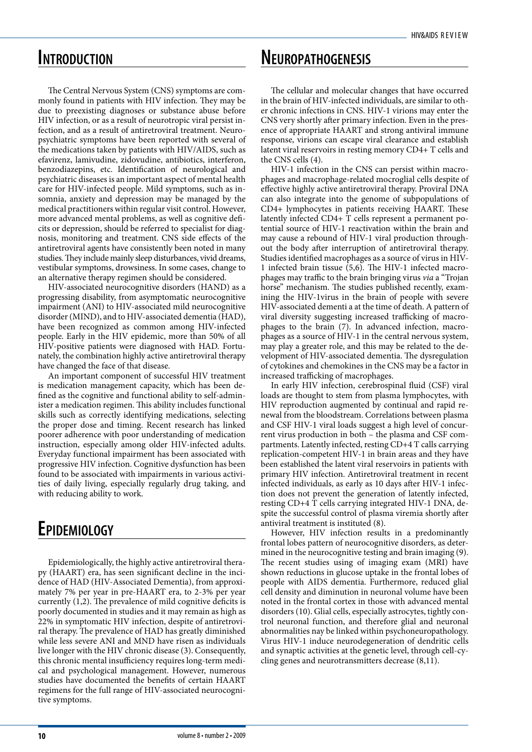## Introduction

The Central Nervous System (CNS) symptoms are commonly found in patients with HIV infection. They may be due to preexisting diagnoses or substance abuse before HIV infection, or as a result of neurotropic viral persist infection, and as a result of antiretroviral treatment. Neuropsychiatric symptoms have been reported with several of the medications taken by patients with HIV/AIDS, such as efavirenz, lamivudine, zidovudine, antibiotics, interferon, benzodiazepins, etc. Identification of neurological and psychiatric diseases is an important aspect of mental health care for HIV-infected people. Mild symptoms, such as insomnia, anxiety and depression may be managed by the medical practitioners within regular visit control. However, more advanced mental problems, as well as cognitive deficits or depression, should be referred to specialist for diagnosis, monitoring and treatment. CNS side effects of the antiretroviral agents have consistently been noted in many studies. They include mainly sleep disturbances, vivid dreams, vestibular symptoms, drowsiness. In some cases, change to an alternative therapy regimen should be considered.

HIV-associated neurocognitive disorders (HAND) as a progressing disability, from asymptomatic neurocognitive impairment (ANI) to HIV-associated mild neurocognitive disorder (MIND), and to HIV-associated dementia (HAD), have been recognized as common among HIV-infected people. Early in the HIV epidemic, more than 50% of all HIV-positive patients were diagnosed with HAD. Fortunately, the combination highly active antiretroviral therapy have changed the face of that disease.

An important component of successful HIV treatment is medication management capacity, which has been defined as the cognitive and functional ability to self-administer a medication regimen. This ability includes functional skills such as correctly identifying medications, selecting the proper dose and timing. Recent research has linked poorer adherence with poor understanding of medication instruction, especially among older HIV-infected adults. Everyday functional impairment has been associated with progressive HIV infection. Cognitive dysfunction has been found to be associated with impairments in various activities of daily living, especially regularly drug taking, and with reducing ability to work.

## Epidemiology

Epidemiologically, the highly active antiretroviral therapy (HAART) era, has seen significant decline in the incidence of HAD (HIV-Associated Dementia), from approximately 7% per year in pre-HAART era, to 2-3% per year currently (1,2). The prevalence of mild cognitive deficits is poorly documented in studies and it may remain as high as 22% in symptomatic HIV infection, despite of antiretroviral therapy. The prevalence of HAD has greatly diminished while less severe ANI and MND have risen as individuals live longer with the HIV chronic disease (3). Consequently, this chronic mental insufficiency requires long-term medical and psychological management. However, numerous studies have documented the benefits of certain HAART regimens for the full range of HIV-associated neurocognitive symptoms.

## Neuropathogenesis

The cellular and molecular changes that have occurred in the brain of HIV-infected individuals, are similar to other chronic infections in CNS. HIV-1 virions may enter the CNS very shortly after primary infection. Even in the presence of appropriate HAART and strong antiviral immune response, virions can escape viral clearance and establish latent viral reservoirs in resting memory CD4+ T cells and the CNS cells (4).

HIV-1 infection in the CNS can persist within macrophages and macrophage-related mocroglial cells despite of effective highly active antiretroviral therapy. Proviral DNA can also integrate into the genome of subpopulations of CD4+ lymphocytes in patients receiving HAART. These latently infected CD4+ T cells represent a permanent potential source of HIV-1 reactivation within the brain and may cause a rebound of HIV-1 viral production throughout the body after interruption of antiretroviral therapy. Studies identified macrophages as a source of virus in HIV-1 infected brain tissue (5,6). The HIV-1 infected macrophages may traffic to the brain bringing virus *via* a "Trojan horse" mechanism. The studies published recently, examining the HIV-1virus in the brain of people with severe HIV-associated dementi a at the time of death. A pattern of viral diversity suggesting increased trafficking of macrophages to the brain (7). In advanced infection, macrophages as a source of HIV-1 in the central nervous system, may play a greater role, and this may be related to the development of HIV-associated dementia. The dysregulation of cytokines and chemokines in the CNS may be a factor in increased trafficking of macrophages.

In early HIV infection, cerebrospinal fluid (CSF) viral loads are thought to stem from plasma lymphocytes, with HIV reproduction augmented by continual and rapid renewal from the bloodstream. Correlations between plasma and CSF HIV-1 viral loads suggest a high level of concurrent virus production in both – the plasma and CSF compartments. Latently infected, resting CD+4 T calls carrying replication-competent HIV-1 in brain areas and they have been established the latent viral reservoirs in patients with primary HIV infection. Antiretroviral treatment in recent infected individuals, as early as 10 days after HIV-1 infection does not prevent the generation of latently infected, resting CD+4 T cells carrying integrated HIV-1 DNA, despite the successful control of plasma viremia shortly after antiviral treatment is instituted (8).

However, HIV infection results in a predominantly frontal lobes pattern of neurocognitive disorders, as determined in the neurocognitive testing and brain imaging (9). The recent studies using of imaging exam (MRI) have shown reductions in glucose uptake in the frontal lobes of people with AIDS dementia. Furthermore, reduced glial cell density and diminution in neuronal volume have been noted in the frontal cortex in those with advanced mental disorders (10). Glial cells, especially astrocytes, tightly control neuronal function, and therefore glial and neuronal abnormalities nay be linked within psychoneuropathology. Virus HIV-1 induce neurodegeneration of dendritic cells and synaptic activities at the genetic level, through cell-cycling genes and neurotransmitters decrease (8,11).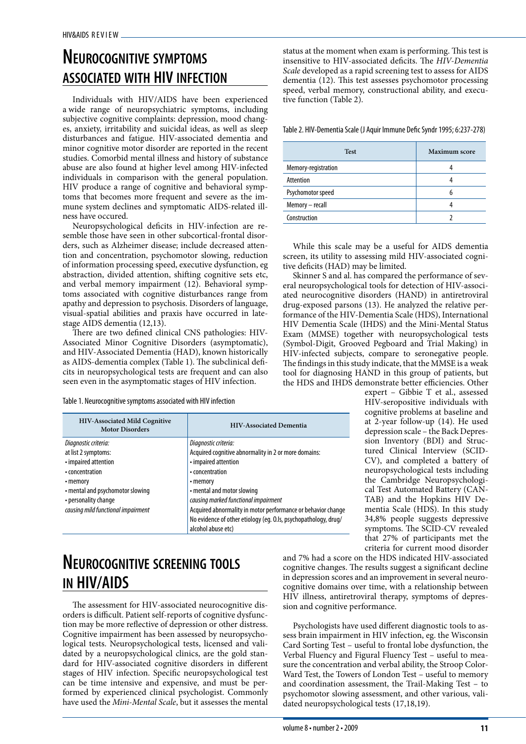# Neurocognitive symptoms associated with HIV infection

Individuals with HIV/AIDS have been experienced a wide range of neuropsychiatric symptoms, including subjective cognitive complaints: depression, mood changes, anxiety, irritability and suicidal ideas, as well as sleep disturbances and fatigue. HIV-associated dementia and minor cognitive motor disorder are reported in the recent studies. Comorbid mental illness and history of substance abuse are also found at higher level among HIV-infected individuals in comparison with the general population. HIV produce a range of cognitive and behavioral symptoms that becomes more frequent and severe as the immune system declines and symptomatic AIDS-related illness have occured.

Neuropsychological deficits in HIV-infection are resemble those have seen in other subcortical-frontal disorders, such as Alzheimer disease; include decreased attention and concentration, psychomotor slowing, reduction of information processing speed, executive dysfunction, eg abstraction, divided attention, shifting cognitive sets etc, and verbal memory impairment (12). Behavioral symptoms associated with cognitive disturbances range from apathy and depression to psychosis. Disorders of language, visual-spatial abilities and praxis have occurred in late-stage AIDS dementia (12,13).

There are two defined clinical CNS pathologies: HIV-Associated Minor Cognitive Disorders (asymptomatic), and HIV-Associated Dementia (HAD), known historically as AIDS-dementia complex (Table 1). The subclinical deficits in neuropsychological tests are frequent and can also seen even in the asymptomatic stages of HIV infection.

Table 1. Neurocognitive symptoms associated with HIV infection

| HIV-Associated Mild Cognitive Motor Disorders | HIV-Associated Dementia |
|---|---|
| *Diagnostic criteria:*<br>at list 2 symptoms:<br>• impaired attention<br>• concentration<br>• memory<br>• mental and psychomotor slowing<br>• personality change<br>*causing mild functional impairment* | *Diagnostic criteria:*<br>Acquired cognitive abnormality in 2 or more domains:<br>• impaired attention<br>• concentration<br>• memory<br>• mental and motor slowing<br>*causing marked functional impairment*<br>Acquired abnormality in motor performance or behavior change<br>No evidence of other etiology (eg. O.Is, psychopathology, drug/alcohol abuse etc) |

# Neurocognitive screening tools in HIV/AIDS

The assessment for HIV-associated neurocognitive disorders is difficult. Patient self-reports of cognitive dysfunction may be more reflective of depression or other distress. Cognitive impairment has been assessed by neuropsychological tests. Neuropsychological tests, licensed and validated by a neuropsychological clinics, are the gold standard for HIV-associated cognitive disorders in different stages of HIV infection. Specific neuropsychological test can be time intensive and expensive, and must be performed by experienced clinical psychologist. Commonly have used the *Mini-Mental Scale*, but it assesses the mental status at the moment when exam is performing. This test is insensitive to HIV-associated deficits. The *HIV-Dementia Scale* developed as a rapid screening test to assess for AIDS dementia (12). This test assesses psychomotor processing speed, verbal memory, constructional ability, and executive function (Table 2).

Table 2. HIV-Dementia Scale (J Aquir Immune Defic Syndr 1995; 6:237-278)

| Test | Maximum score |
|---|---|
| Memory-registration | 4 |
| Attention | 4 |
| Psychomotor speed | 6 |
| Memory – recall | 4 |
| Construction | 2 |

While this scale may be a useful for AIDS dementia screen, its utility to assessing mild HIV-associated cognitive deficits (HAD) may be limited.

Skinner S and al. has compared the performance of several neuropsychological tools for detection of HIV-associated neurocognitive disorders (HAND) in antiretroviral drug-exposed parsons (13). He analyzed the relative performance of the HIV-Dementia Scale (HDS), International HIV Dementia Scale (IHDS) and the Mini-Mental Status Exam (MMSE) together with neuropsychological tests (Symbol-Digit, Grooved Pegboard and Trial Making) in HIV-infected subjects, compare to seronegative people. The findings in this study indicate, that the MMSE is a weak tool for diagnosing HAND in this group of patients, but the HDS and IHDS demonstrate better efficiencies. Other expert – Gibbie T et al., assessed HIV-seropositive individuals with cognitive problems at baseline and at 2-year follow-up (14). He used depression scale – the Back Depression Inventory (BDI) and Structured Clinical Interview (SCID-CV), and completed a battery of neuropsychological tests including the Cambridge Neuropsychological Test Automated Battery (CANTAB) and the Hopkins HIV Dementia Scale (HDS). In this study 34,8% people suggests depressive symptoms. The SCID-CV revealed that 27% of participants met the criteria for current mood disorder and 7% had a score on the HDS indicated HIV-associated cognitive changes. The results suggest a significant decline in depression scores and an improvement in several neurocognitive domains over time, with a relationship between HIV illness, antiretroviral therapy, symptoms of depression and cognitive performance.

Psychologists have used different diagnostic tools to assess brain impairment in HIV infection, eg. the Wisconsin Card Sorting Test – useful to frontal lobe dysfunction, the Verbal Fluency and Figural Fluency Test – useful to measure the concentration and verbal ability, the Stroop Color-Ward Test, the Towers of London Test – useful to memory and coordination assessment, the Trail-Making Test – to psychomotor slowing assessment, and other various, validated neuropsychological tests (17,18,19).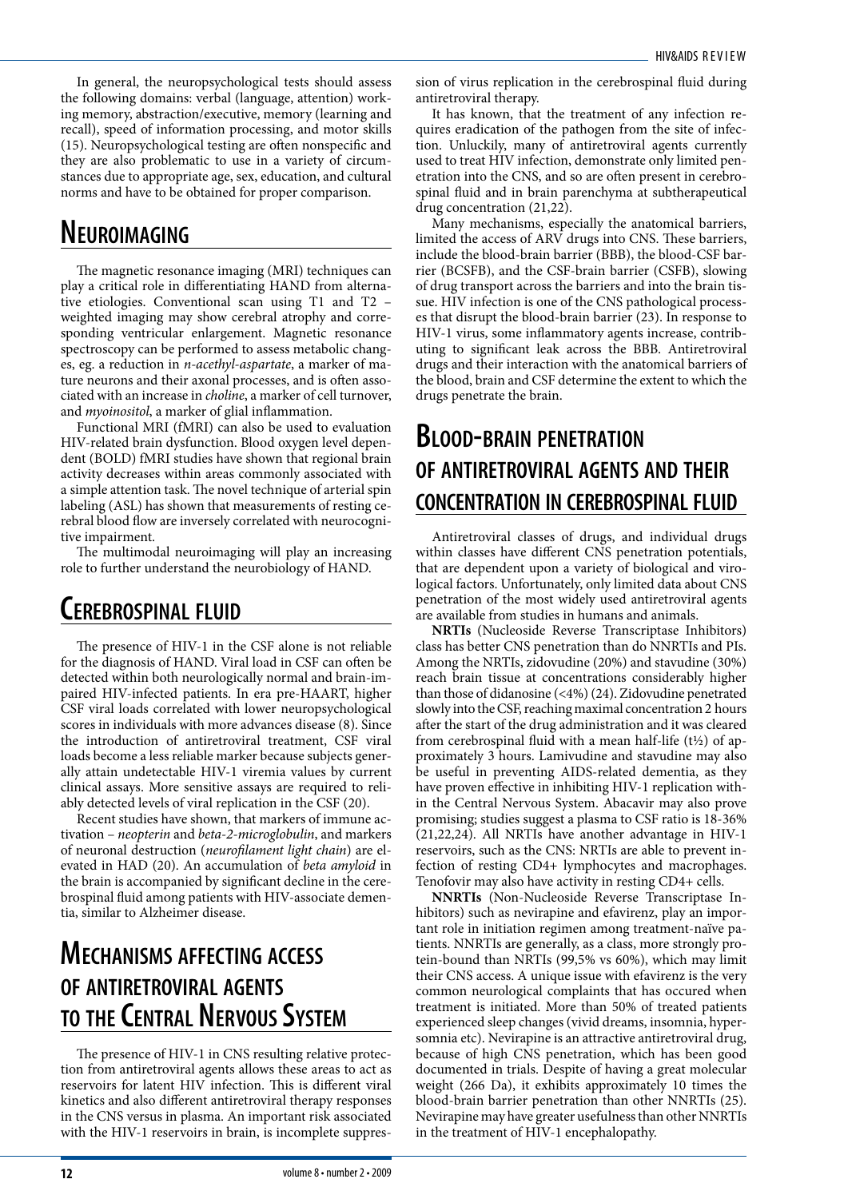In general, the neuropsychological tests should assess the following domains: verbal (language, attention) working memory, abstraction/executive, memory (learning and recall), speed of information processing, and motor skills (15). Neuropsychological testing are often nonspecific and they are also problematic to use in a variety of circumstances due to appropriate age, sex, education, and cultural norms and have to be obtained for proper comparison.

## Neuroimaging

The magnetic resonance imaging (MRI) techniques can play a critical role in differentiating HAND from alternative etiologies. Conventional scan using T1 and T2 – weighted imaging may show cerebral atrophy and corresponding ventricular enlargement. Magnetic resonance spectroscopy can be performed to assess metabolic changes, eg. a reduction in *n-acethyl-aspartate*, a marker of mature neurons and their axonal processes, and is often associated with an increase in *choline*, a marker of cell turnover, and *myoinositol*, a marker of glial inflammation.

Functional MRI (fMRI) can also be used to evaluation HIV-related brain dysfunction. Blood oxygen level dependent (BOLD) fMRI studies have shown that regional brain activity decreases within areas commonly associated with a simple attention task. The novel technique of arterial spin labeling (ASL) has shown that measurements of resting cerebral blood flow are inversely correlated with neurocognitive impairment.

The multimodal neuroimaging will play an increasing role to further understand the neurobiology of HAND.

## Cerebrospinal fluid

The presence of HIV-1 in the CSF alone is not reliable for the diagnosis of HAND. Viral load in CSF can often be detected within both neurologically normal and brain-impaired HIV-infected patients. In era pre-HAART, higher CSF viral loads correlated with lower neuropsychological scores in individuals with more advances disease (8). Since the introduction of antiretroviral treatment, CSF viral loads become a less reliable marker because subjects generally attain undetectable HIV-1 viremia values by current clinical assays. More sensitive assays are required to reliably detected levels of viral replication in the CSF (20).

Recent studies have shown, that markers of immune activation – *neopterin* and *beta-2-microglobulin*, and markers of neuronal destruction (*neurofilament light chain*) are elevated in HAD (20). An accumulation of *beta amyloid* in the brain is accompanied by significant decline in the cerebrospinal fluid among patients with HIV-associate dementia, similar to Alzheimer disease.

## Mechanisms affecting access of antiretroviral agents to the Central Nervous System

The presence of HIV-1 in CNS resulting relative protection from antiretroviral agents allows these areas to act as reservoirs for latent HIV infection. This is different viral kinetics and also different antiretroviral therapy responses in the CNS versus in plasma. An important risk associated with the HIV-1 reservoirs in brain, is incomplete suppression of virus replication in the cerebrospinal fluid during antiretroviral therapy.

It has known, that the treatment of any infection requires eradication of the pathogen from the site of infection. Unluckily, many of antiretroviral agents currently used to treat HIV infection, demonstrate only limited penetration into the CNS, and so are often present in cerebrospinal fluid and in brain parenchyma at subtherapeutical drug concentration (21,22).

Many mechanisms, especially the anatomical barriers, limited the access of ARV drugs into CNS. These barriers, include the blood-brain barrier (BBB), the blood-CSF barrier (BCSFB), and the CSF-brain barrier (CSFB), slowing of drug transport across the barriers and into the brain tissue. HIV infection is one of the CNS pathological processes that disrupt the blood-brain barrier (23). In response to HIV-1 virus, some inflammatory agents increase, contributing to significant leak across the BBB. Antiretroviral drugs and their interaction with the anatomical barriers of the blood, brain and CSF determine the extent to which the drugs penetrate the brain.

## Blood-brain penetration of antiretroviral agents and their concentration in cerebrospinal fluid

Antiretroviral classes of drugs, and individual drugs within classes have different CNS penetration potentials, that are dependent upon a variety of biological and virological factors. Unfortunately, only limited data about CNS penetration of the most widely used antiretroviral agents are available from studies in humans and animals.

**NRTIs** (Nucleoside Reverse Transcriptase Inhibitors) class has better CNS penetration than do NNRTIs and PIs. Among the NRTIs, zidovudine (20%) and stavudine (30%) reach brain tissue at concentrations considerably higher than those of didanosine (<4%) (24). Zidovudine penetrated slowly into the CSF, reaching maximal concentration 2 hours after the start of the drug administration and it was cleared from cerebrospinal fluid with a mean half-life ($t½$) of approximately 3 hours. Lamivudine and stavudine may also be useful in preventing AIDS-related dementia, as they have proven effective in inhibiting HIV-1 replication within the Central Nervous System. Abacavir may also prove promising; studies suggest a plasma to CSF ratio is 18-36% (21,22,24). All NRTIs have another advantage in HIV-1 reservoirs, such as the CNS: NRTIs are able to prevent infection of resting CD4+ lymphocytes and macrophages. Tenofovir may also have activity in resting CD4+ cells.

**NNRTIs** (Non-Nucleoside Reverse Transcriptase Inhibitors) such as nevirapine and efavirenz, play an important role in initiation regimen among treatment-naïve patients. NNRTIs are generally, as a class, more strongly protein-bound than NRTIs (99,5% vs 60%), which may limit their CNS access. A unique issue with efavirenz is the very common neurological complaints that has occured when treatment is initiated. More than 50% of treated patients experienced sleep changes (vivid dreams, insomnia, hypersomnia etc). Nevirapine is an attractive antiretroviral drug, because of high CNS penetration, which has been good documented in trials. Despite of having a great molecular weight (266 Da), it exhibits approximately 10 times the blood-brain barrier penetration than other NNRTIs (25). Nevirapine may have greater usefulness than other NNRTIs in the treatment of HIV-1 encephalopathy.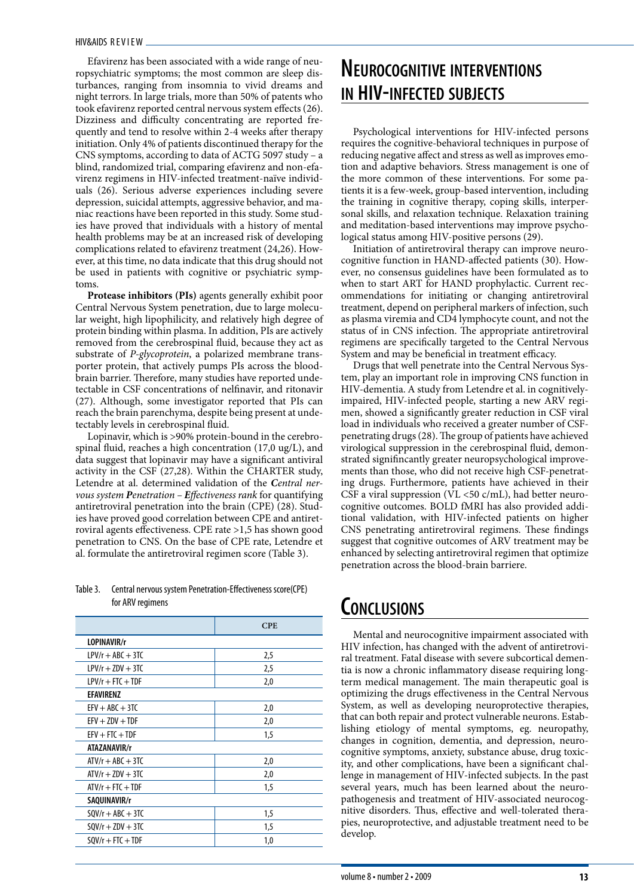Efavirenz has been associated with a wide range of neuropsychiatric symptoms; the most common are sleep disturbances, ranging from insomnia to vivid dreams and night terrors. In large trials, more than 50% of patents who took efavirenz reported central nervous system effects (26). Dizziness and difficulty concentrating are reported frequently and tend to resolve within 2-4 weeks after therapy initiation. Only 4% of patients discontinued therapy for the CNS symptoms, according to data of ACTG 5097 study – a blind, randomized trial, comparing efavirenz and non-efavirenz regimens in HIV-infected treatment-naïve individuals (26). Serious adverse experiences including severe depression, suicidal attempts, aggressive behavior, and maniac reactions have been reported in this study. Some studies have proved that individuals with a history of mental health problems may be at an increased risk of developing complications related to efavirenz treatment (24,26). However, at this time, no data indicate that this drug should not be used in patients with cognitive or psychiatric symptoms.

**Protease inhibitors (PIs)** agents generally exhibit poor Central Nervous System penetration, due to large molecular weight, high lipophilicity, and relatively high degree of protein binding within plasma. In addition, PIs are actively removed from the cerebrospinal fluid, because they act as substrate of *P-glycoprotein*, a polarized membrane transporter protein, that actively pumps PIs across the blood-brain barrier. Therefore, many studies have reported undetectable in CSF concentrations of nelfinavir, and ritonavir (27). Although, some investigator reported that PIs can reach the brain parenchyma, despite being present at undetectably levels in cerebrospinal fluid.

Lopinavir, which is >90% protein-bound in the cerebrospinal fluid, reaches a high concentration (17,0 ug/L), and data suggest that lopinavir may have a significant antiviral activity in the CSF (27,28). Within the CHARTER study, Letendre at al. determined validation of the ***C****entral nervous system* ***P****enetration –* ***E****ffectiveness rank* for quantifying antiretroviral penetration into the brain (CPE) (28). Studies have proved good correlation between CPE and antiretroviral agents effectiveness. CPE rate >1,5 has shown good penetration to CNS. On the base of CPE rate, Letendre et al. formulate the antiretroviral regimen score (Table 3).

Table 3. Central nervous system Penetration-Effectiveness score(CPE) for ARV regimens

| | CPE |
|---|---|
| **LOPINAVIR/r** | |
| LPV/r + ABC + 3TC | 2,5 |
| LPV/r + ZDV + 3TC | 2,5 |
| LPV/r + FTC + TDF | 2,0 |
| **EFAVIRENZ** | |
| EFV + ABC + 3TC | 2,0 |
| EFV + ZDV + TDF | 2,0 |
| EFV + FTC + TDF | 1,5 |
| **ATAZANAVIR/r** | |
| ATV/r + ABC + 3TC | 2,0 |
| ATV/r + ZDV + 3TC | 2,0 |
| ATV/r + FTC + TDF | 1,5 |
| **SAQUINAVIR/r** | |
| SQV/r + ABC + 3TC | 1,5 |
| SQV/r + ZDV + 3TC | 1,5 |
| SQV/r + FTC + TDF | 1,0 |

# Neurocognitive interventions in HIV-infected subjects

Psychological interventions for HIV-infected persons requires the cognitive-behavioral techniques in purpose of reducing negative affect and stress as well as improves emotion and adaptive behaviors. Stress management is one of the more common of these interventions. For some patients it is a few-week, group-based intervention, including the training in cognitive therapy, coping skills, interpersonal skills, and relaxation technique. Relaxation training and meditation-based interventions may improve psychological status among HIV-positive persons (29).

Initiation of antiretroviral therapy can improve neurocognitive function in HAND-affected patients (30). However, no consensus guidelines have been formulated as to when to start ART for HAND prophylactic. Current recommendations for initiating or changing antiretroviral treatment, depend on peripheral markers of infection, such as plasma viremia and CD4 lymphocyte count, and not the status of in CNS infection. The appropriate antiretroviral regimens are specifically targeted to the Central Nervous System and may be beneficial in treatment efficacy.

Drugs that well penetrate into the Central Nervous System, play an important role in improving CNS function in HIV-dementia. A study from Letendre et al. in cognitively-impaired, HIV-infected people, starting a new ARV regimen, showed a significantly greater reduction in CSF viral load in individuals who received a greater number of CSF-penetrating drugs (28). The group of patients have achieved virological suppression in the cerebrospinal fluid, demonstrated signifincantly greater neuropsychological improvements than those, who did not receive high CSF-penetrating drugs. Furthermore, patients have achieved in their CSF a viral suppression (VL <50 c/mL), had better neurocognitive outcomes. BOLD fMRI has also provided additional validation, with HIV-infected patients on higher CNS penetrating antiretroviral regimens. These findings suggest that cognitive outcomes of ARV treatment may be enhanced by selecting antiretroviral regimen that optimize penetration across the blood-brain barriere.

# Conclusions

Mental and neurocognitive impairment associated with HIV infection, has changed with the advent of antiretroviral treatment. Fatal disease with severe subcortical dementia is now a chronic inflammatory disease requiring long-term medical management. The main therapeutic goal is optimizing the drugs effectiveness in the Central Nervous System, as well as developing neuroprotective therapies, that can both repair and protect vulnerable neurons. Establishing etiology of mental symptoms, eg. neuropathy, changes in cognition, dementia, and depression, neurocognitive symptoms, anxiety, substance abuse, drug toxicity, and other complications, have been a significant challenge in management of HIV-infected subjects. In the past several years, much has been learned about the neuropathogenesis and treatment of HIV-associated neurocognitive disorders. Thus, effective and well-tolerated therapies, neuroprotective, and adjustable treatment need to be develop.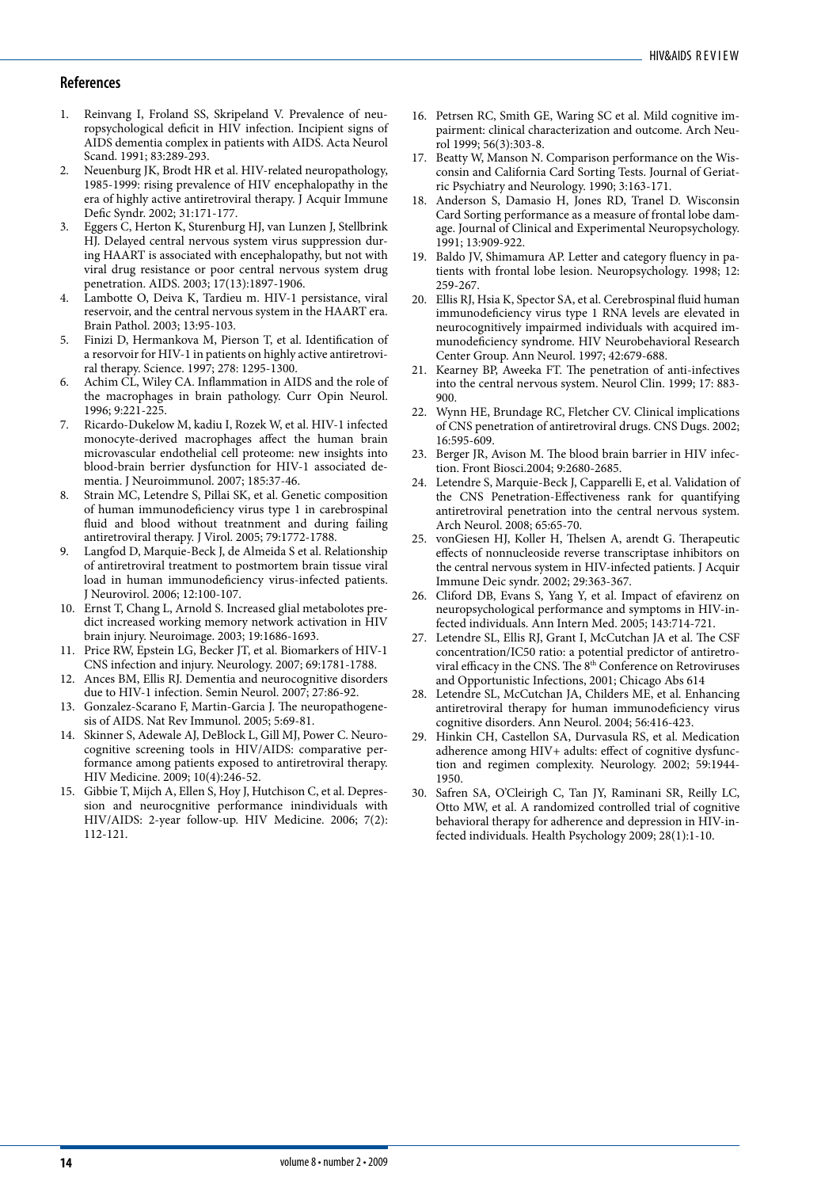## References

1. Reinvang I, Froland SS, Skripeland V. Prevalence of neuropsychological deficit in HIV infection. Incipient signs of AIDS dementia complex in patients with AIDS. Acta Neurol Scand. 1991; 83:289-293.
2. Neuenburg JK, Brodt HR et al. HIV-related neuropathology, 1985-1999: rising prevalence of HIV encephalopathy in the era of highly active antiretroviral therapy. J Acquir Immune Defic Syndr. 2002; 31:171-177.
3. Eggers C, Herton K, Sturenburg HJ, van Lunzen J, Stellbrink HJ. Delayed central nervous system virus suppression during HAART is associated with encephalopathy, but not with viral drug resistance or poor central nervous system drug penetration. AIDS. 2003; 17(13):1897-1906.
4. Lambotte O, Deiva K, Tardieu m. HIV-1 persistance, viral reservoir, and the central nervous system in the HAART era. Brain Pathol. 2003; 13:95-103.
5. Finizi D, Hermankova M, Pierson T, et al. Identification of a resorvoir for HIV-1 in patients on highly active antiretroviral therapy. Science. 1997; 278: 1295-1300.
6. Achim CL, Wiley CA. Inflammation in AIDS and the role of the macrophages in brain pathology. Curr Opin Neurol. 1996; 9:221-225.
7. Ricardo-Dukelow M, kadiu I, Rozek W, et al. HIV-1 infected monocyte-derived macrophages affect the human brain microvascular endothelial cell proteome: new insights into blood-brain berrier dysfunction for HIV-1 associated dementia. J Neuroimmunol. 2007; 185:37-46.
8. Strain MC, Letendre S, Pillai SK, et al. Genetic composition of human immunodeficiency virus type 1 in carebrospinal fluid and blood without treatnment and during failing antiretroviral therapy. J Virol. 2005; 79:1772-1788.
9. Langfod D, Marquie-Beck J, de Almeida S et al. Relationship of antiretroviral treatment to postmortem brain tissue viral load in human immunodeficiency virus-infected patients. J Neurovirol. 2006; 12:100-107.
10. Ernst T, Chang L, Arnold S. Increased glial metabolotes predict increased working memory network activation in HIV brain injury. Neuroimage. 2003; 19:1686-1693.
11. Price RW, Epstein LG, Becker JT, et al. Biomarkers of HIV-1 CNS infection and injury. Neurology. 2007; 69:1781-1788.
12. Ances BM, Ellis RJ. Dementia and neurocognitive disorders due to HIV-1 infection. Semin Neurol. 2007; 27:86-92.
13. Gonzalez-Scarano F, Martin-Garcia J. The neuropathogenesis of AIDS. Nat Rev Immunol. 2005; 5:69-81.
14. Skinner S, Adewale AJ, DeBlock L, Gill MJ, Power C. Neurocognitive screening tools in HIV/AIDS: comparative performance among patients exposed to antiretroviral therapy. HIV Medicine. 2009; 10(4):246-52.
15. Gibbie T, Mijch A, Ellen S, Hoy J, Hutchison C, et al. Depression and neurocgnitive performance inindividuals with HIV/AIDS: 2-year follow-up. HIV Medicine. 2006; 7(2): 112-121.
16. Petrsen RC, Smith GE, Waring SC et al. Mild cognitive impairment: clinical characterization and outcome. Arch Neurol 1999; 56(3):303-8.
17. Beatty W, Manson N. Comparison performance on the Wisconsin and California Card Sorting Tests. Journal of Geriatric Psychiatry and Neurology. 1990; 3:163-171.
18. Anderson S, Damasio H, Jones RD, Tranel D. Wisconsin Card Sorting performance as a measure of frontal lobe damage. Journal of Clinical and Experimental Neuropsychology. 1991; 13:909-922.
19. Baldo JV, Shimamura AP. Letter and category fluency in patients with frontal lobe lesion. Neuropsychology. 1998; 12: 259-267.
20. Ellis RJ, Hsia K, Spector SA, et al. Cerebrospinal fluid human immunodeficiency virus type 1 RNA levels are elevated in neurocognitively impairmed individuals with acquired immunodeficiency syndrome. HIV Neurobehavioral Research Center Group. Ann Neurol. 1997; 42:679-688.
21. Kearney BP, Aweeka FT. The penetration of anti-infectives into the central nervous system. Neurol Clin. 1999; 17: 883-900.
22. Wynn HE, Brundage RC, Fletcher CV. Clinical implications of CNS penetration of antiretroviral drugs. CNS Dugs. 2002; 16:595-609.
23. Berger JR, Avison M. The blood brain barrier in HIV infection. Front Biosci.2004; 9:2680-2685.
24. Letendre S, Marquie-Beck J, Capparelli E, et al. Validation of the CNS Penetration-Effectiveness rank for quantifying antiretroviral penetration into the central nervous system. Arch Neurol. 2008; 65:65-70.
25. vonGiesen HJ, Koller H, Thelsen A, arendt G. Therapeutic effects of nonnucleoside reverse transcriptase inhibitors on the central nervous system in HIV-infected patients. J Acquir Immune Deic syndr. 2002; 29:363-367.
26. Cliford DB, Evans S, Yang Y, et al. Impact of efavirenz on neuropsychological performance and symptoms in HIV-infected individuals. Ann Intern Med. 2005; 143:714-721.
27. Letendre SL, Ellis RJ, Grant I, McCutchan JA et al. The CSF concentration/IC50 ratio: a potential predictor of antiretroviral efficacy in the CNS. The 8th Conference on Retroviruses and Opportunistic Infections, 2001; Chicago Abs 614
28. Letendre SL, McCutchan JA, Childers ME, et al. Enhancing antiretroviral therapy for human immunodeficiency virus cognitive disorders. Ann Neurol. 2004; 56:416-423.
29. Hinkin CH, Castellon SA, Durvasula RS, et al. Medication adherence among HIV+ adults: effect of cognitive dysfunction and regimen complexity. Neurology. 2002; 59:1944-1950.
30. Safren SA, O'Cleirigh C, Tan JY, Raminani SR, Reilly LC, Otto MW, et al. A randomized controlled trial of cognitive behavioral therapy for adherence and depression in HIV-infected individuals. Health Psychology 2009; 28(1):1-10.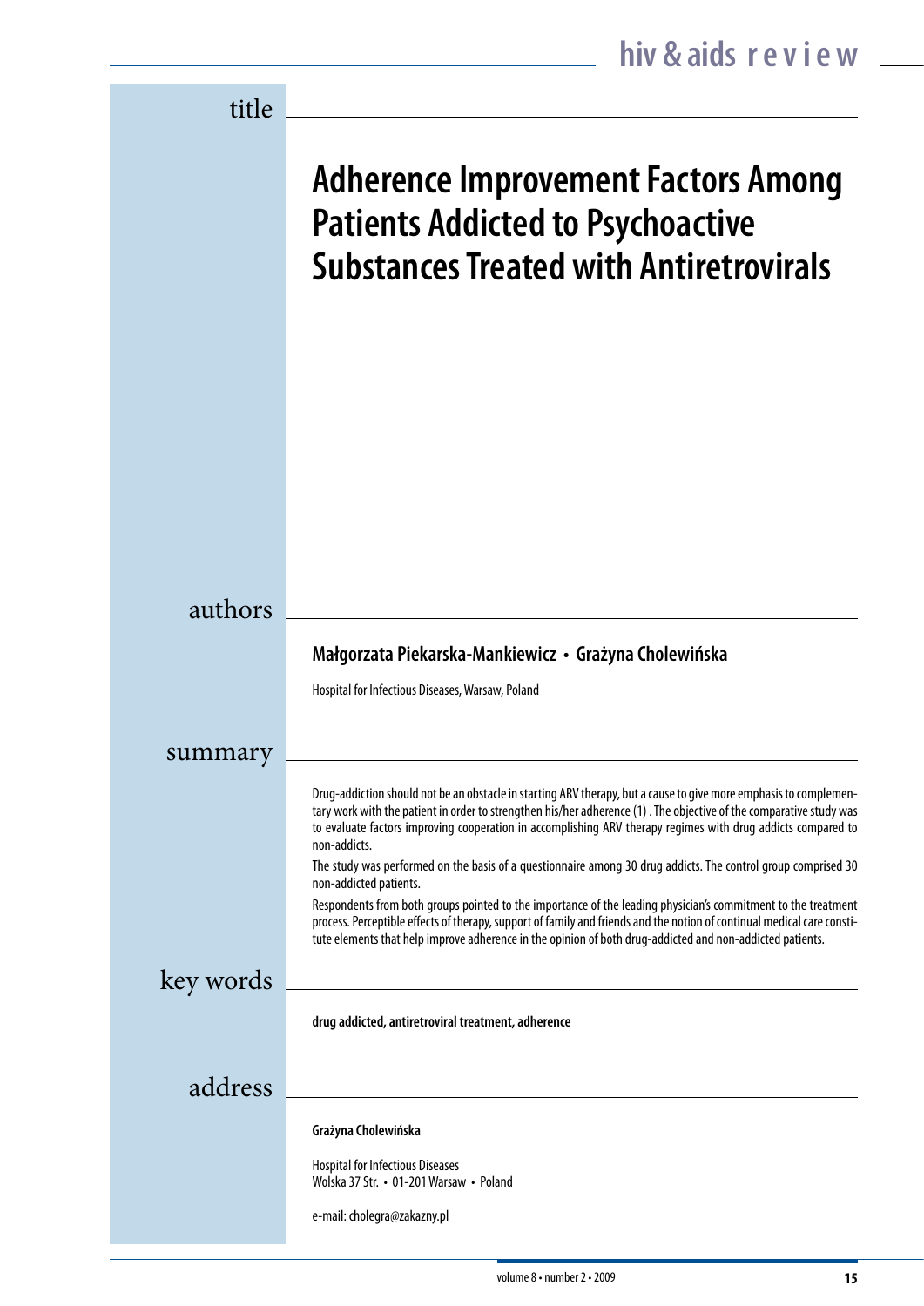## title

# Adherence Improvement Factors Among Patients Addicted to Psychoactive Substances Treated with Antiretrovirals

## authors

**Małgorzata Piekarska-Mankiewicz • Grażyna Cholewińska**

Hospital for Infectious Diseases, Warsaw, Poland

## summary

Drug-addiction should not be an obstacle in starting ARV therapy, but a cause to give more emphasis to complementary work with the patient in order to strengthen his/her adherence (1) . The objective of the comparative study was to evaluate factors improving cooperation in accomplishing ARV therapy regimes with drug addicts compared to non-addicts.

The study was performed on the basis of a questionnaire among 30 drug addicts. The control group comprised 30 non-addicted patients.

Respondents from both groups pointed to the importance of the leading physician's commitment to the treatment process. Perceptible effects of therapy, support of family and friends and the notion of continual medical care constitute elements that help improve adherence in the opinion of both drug-addicted and non-addicted patients.

## key words

**drug addicted, antiretroviral treatment, adherence**

## address

**Grażyna Cholewińska**

Hospital for Infectious Diseases
Wolska 37 Str. • 01-201 Warsaw • Poland

e-mail: cholegra@zakazny.pl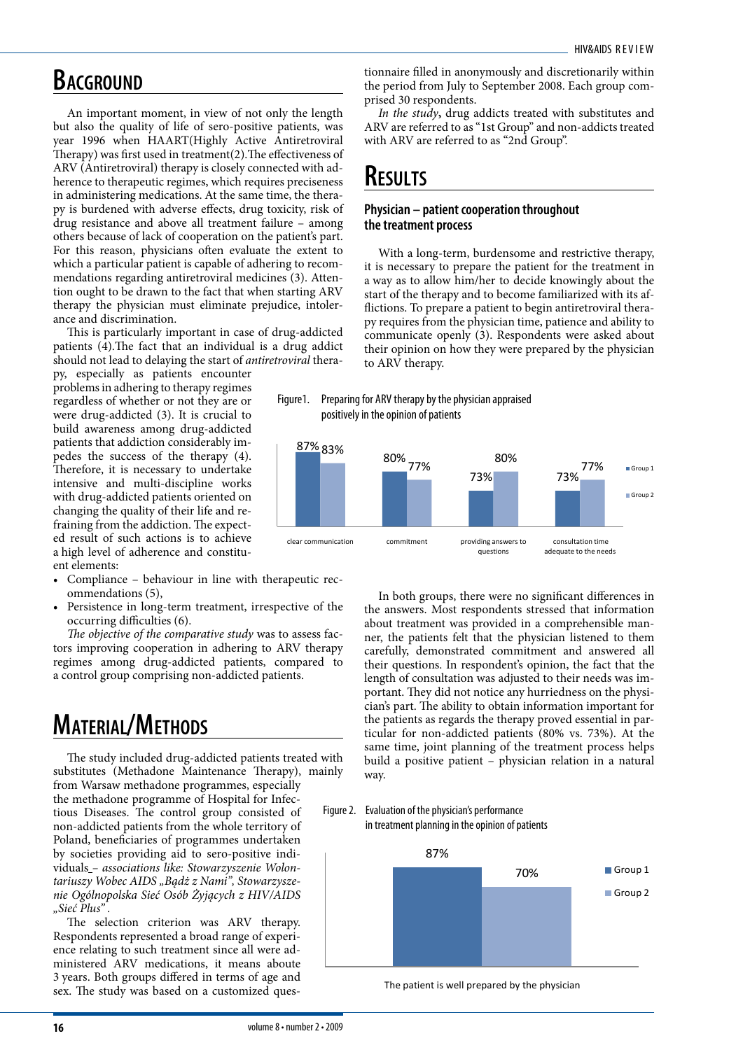# Background

An important moment, in view of not only the length but also the quality of life of sero-positive patients, was year 1996 when HAART(Highly Active Antiretroviral Therapy) was first used in treatment(2).The effectiveness of ARV (Antiretroviral) therapy is closely connected with adherence to therapeutic regimes, which requires preciseness in administering medications. At the same time, the therapy is burdened with adverse effects, drug toxicity, risk of drug resistance and above all treatment failure – among others because of lack of cooperation on the patient's part. For this reason, physicians often evaluate the extent to which a particular patient is capable of adhering to recommendations regarding antiretroviral medicines (3). Attention ought to be drawn to the fact that when starting ARV therapy the physician must eliminate prejudice, intolerance and discrimination.

This is particularly important in case of drug-addicted patients (4).The fact that an individual is a drug addict should not lead to delaying the start of *antiretroviral* therapy, especially as patients encounter problems in adhering to therapy regimes regardless of whether or not they are or were drug-addicted (3). It is crucial to build awareness among drug-addicted patients that addiction considerably impedes the success of the therapy (4). Therefore, it is necessary to undertake intensive and multi-discipline works with drug-addicted patients oriented on changing the quality of their life and refraining from the addiction. The expected result of such actions is to achieve a high level of adherence and constituent elements:

- Compliance – behaviour in line with therapeutic recommendations (5),
- Persistence in long-term treatment, irrespective of the occurring difficulties (6).

*The objective of the comparative study* was to assess factors improving cooperation in adhering to ARV therapy regimes among drug-addicted patients, compared to a control group comprising non-addicted patients.

# Material/Methods

The study included drug-addicted patients treated with substitutes (Methadone Maintenance Therapy), mainly from Warsaw methadone programmes, especially the methadone programme of Hospital for Infectious Diseases. The control group consisted of non-addicted patients from the whole territory of Poland, beneficiaries of programmes undertaken by societies providing aid to sero-positive individuals\_– *associations like: Stowarzyszenie Wolontariuszy Wobec AIDS „Bądź z Nami", Stowarzyszenie Ogólnopolska Sieć Osób Żyjących z HIV/AIDS „Sieć Plus"*.

The selection criterion was ARV therapy. Respondents represented a broad range of experience relating to such treatment since all were administered ARV medications, it means aboute 3 years. Both groups differed in terms of age and sex. The study was based on a customized questionnaire filled in anonymously and discretionarily within the period from July to September 2008. Each group comprised 30 respondents.

*In the study***,** drug addicts treated with substitutes and ARV are referred to as "1st Group" and non-addicts treated with ARV are referred to as "2nd Group".

# Results

## Physician – patient cooperation throughout the treatment process

With a long-term, burdensome and restrictive therapy, it is necessary to prepare the patient for the treatment in a way as to allow him/her to decide knowingly about the start of the therapy and to become familiarized with its afflictions. To prepare a patient to begin antiretroviral therapy requires from the physician time, patience and ability to communicate openly (3). Respondents were asked about their opinion on how they were prepared by the physician to ARV therapy.

Figure1. Preparing for ARV therapy by the physician appraised positively in the opinion of patients

| | clear communication | commitment | providing answers to questions | consultation time adequate to the needs |
|---|---|---|---|---|
| Group 1 | 87% | 80% | 73% | 73% |
| Group 2 | 83% | 77% | 80% | 77% |

In both groups, there were no significant differences in the answers. Most respondents stressed that information about treatment was provided in a comprehensible manner, the patients felt that the physician listened to them carefully, demonstrated commitment and answered all their questions. In respondent's opinion, the fact that the length of consultation was adjusted to their needs was important. They did not notice any hurriedness on the physician's part. The ability to obtain information important for the patients as regards the therapy proved essential in particular for non-addicted patients (80% vs. 73%). At the same time, joint planning of the treatment process helps build a positive patient – physician relation in a natural way.

Figure 2. Evaluation of the physician's performance in treatment planning in the opinion of patients

| | The patient is well prepared by the physician |
|---|---|
| Group 1 | 87% |
| Group 2 | 70% |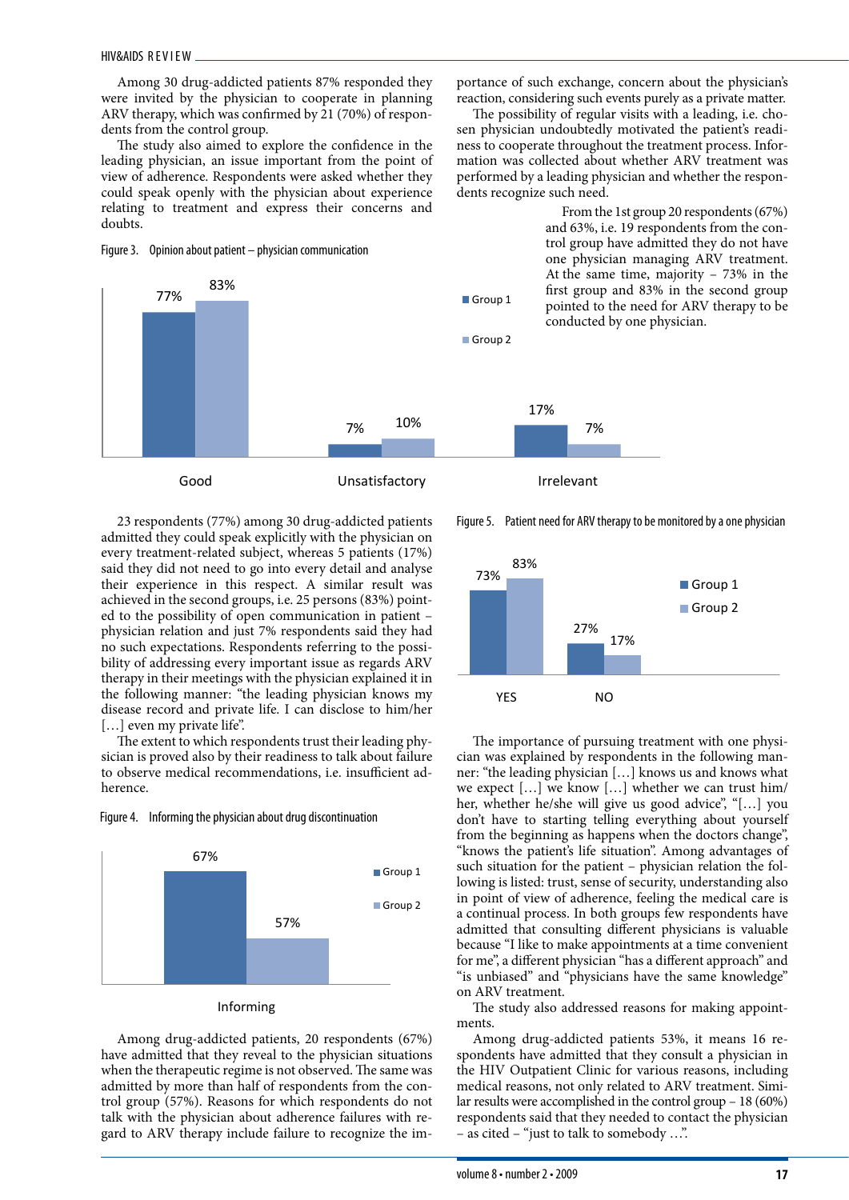Among 30 drug-addicted patients 87% responded they were invited by the physician to cooperate in planning ARV therapy, which was confirmed by 21 (70%) of respondents from the control group.

The study also aimed to explore the confidence in the leading physician, an issue important from the point of view of adherence. Respondents were asked whether they could speak openly with the physician about experience relating to treatment and express their concerns and doubts.

Figure 3. Opinion about patient – physician communication

| | Group 1 | Group 2 |
|---|---|---|
| Good | 77% | 83% |
| Unsatisfactory | 7% | 10% |
| Irrelevant | 17% | 7% |

23 respondents (77%) among 30 drug-addicted patients admitted they could speak explicitly with the physician on every treatment-related subject, whereas 5 patients (17%) said they did not need to go into every detail and analyse their experience in this respect. A similar result was achieved in the second groups, i.e. 25 persons (83%) pointed to the possibility of open communication in patient – physician relation and just 7% respondents said they had no such expectations. Respondents referring to the possibility of addressing every important issue as regards ARV therapy in their meetings with the physician explained it in the following manner: "the leading physician knows my disease record and private life. I can disclose to him/her […] even my private life".

The extent to which respondents trust their leading physician is proved also by their readiness to talk about failure to observe medical recommendations, i.e. insufficient adherence.

Figure 4. Informing the physician about drug discontinuation

| | Group 1 | Group 2 |
|---|---|---|
| Informing | 67% | 57% |

Among drug-addicted patients, 20 respondents (67%) have admitted that they reveal to the physician situations when the therapeutic regime is not observed. The same was admitted by more than half of respondents from the control group (57%). Reasons for which respondents do not talk with the physician about adherence failures with regard to ARV therapy include failure to recognize the importance of such exchange, concern about the physician's reaction, considering such events purely as a private matter.

The possibility of regular visits with a leading, i.e. chosen physician undoubtedly motivated the patient's readiness to cooperate throughout the treatment process. Information was collected about whether ARV treatment was performed by a leading physician and whether the respondents recognize such need.

From the 1st group 20 respondents (67%) and 63%, i.e. 19 respondents from the control group have admitted they do not have one physician managing ARV treatment. At the same time, majority – 73% in the first group and 83% in the second group pointed to the need for ARV therapy to be conducted by one physician.

Figure 5. Patient need for ARV therapy to be monitored by a one physician

| | Group 1 | Group 2 |
|---|---|---|
| YES | 73% | 83% |
| NO | 27% | 17% |

The importance of pursuing treatment with one physician was explained by respondents in the following manner: "the leading physician […] knows us and knows what we expect […] we know […] whether we can trust him/her, whether he/she will give us good advice", "[…] you don't have to starting telling everything about yourself from the beginning as happens when the doctors change", "knows the patient's life situation". Among advantages of such situation for the patient – physician relation the following is listed: trust, sense of security, understanding also in point of view of adherence, feeling the medical care is a continual process. In both groups few respondents have admitted that consulting different physicians is valuable because "I like to make appointments at a time convenient for me", a different physician "has a different approach" and "is unbiased" and "physicians have the same knowledge" on ARV treatment.

The study also addressed reasons for making appointments.

Among drug-addicted patients 53%, it means 16 respondents have admitted that they consult a physician in the HIV Outpatient Clinic for various reasons, including medical reasons, not only related to ARV treatment. Similar results were accomplished in the control group – 18 (60%) respondents said that they needed to contact the physician – as cited – "just to talk to somebody …".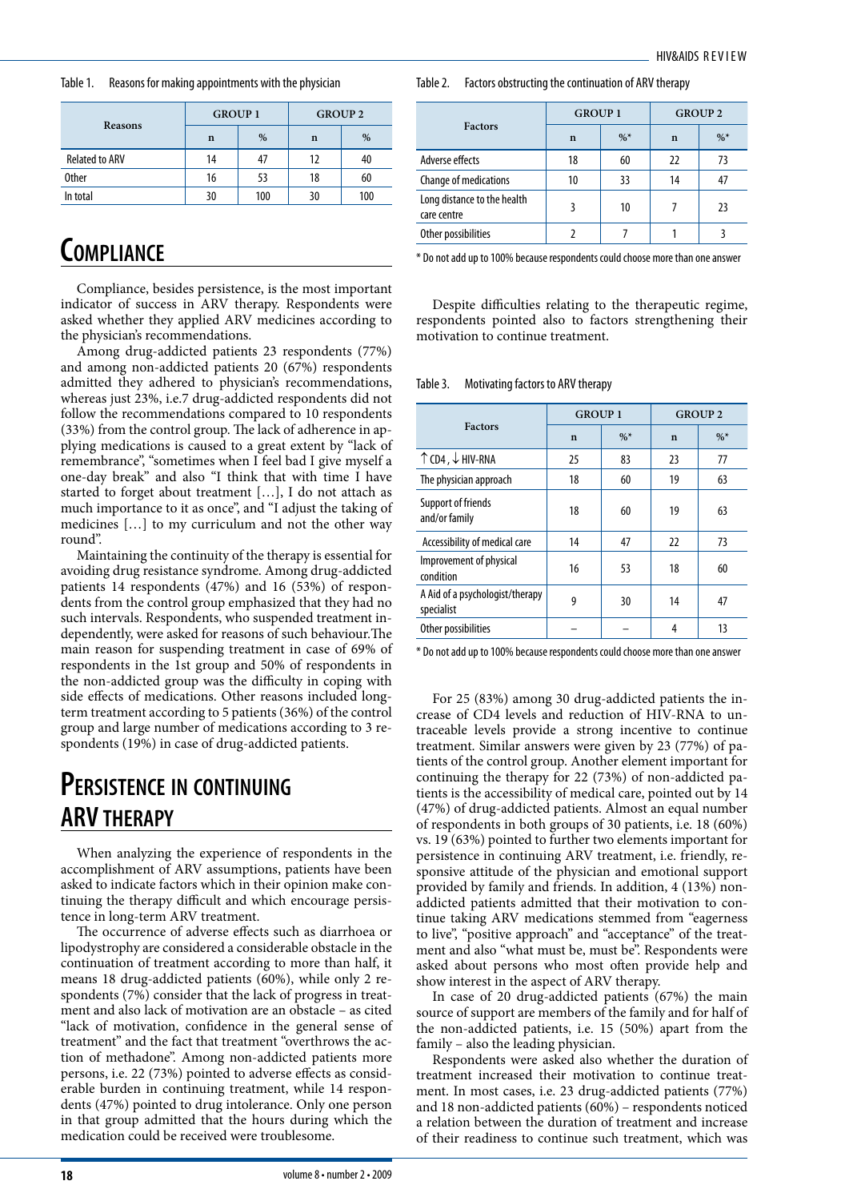Table 1. Reasons for making appointments with the physician

| Reasons | GROUP 1 | | GROUP 2 | |
|---|---|---|---|---|
| | n | % | n | % |
| Related to ARV | 14 | 47 | 12 | 40 |
| Other | 16 | 53 | 18 | 60 |
| In total | 30 | 100 | 30 | 100 |

## Compliance

Compliance, besides persistence, is the most important indicator of success in ARV therapy. Respondents were asked whether they applied ARV medicines according to the physician's recommendations.

Among drug-addicted patients 23 respondents (77%) and among non-addicted patients 20 (67%) respondents admitted they adhered to physician's recommendations, whereas just 23%, i.e.7 drug-addicted respondents did not follow the recommendations compared to 10 respondents (33%) from the control group. The lack of adherence in applying medications is caused to a great extent by "lack of remembrance", "sometimes when I feel bad I give myself a one-day break" and also "I think that with time I have started to forget about treatment […], I do not attach as much importance to it as once", and "I adjust the taking of medicines […] to my curriculum and not the other way round".

Maintaining the continuity of the therapy is essential for avoiding drug resistance syndrome. Among drug-addicted patients 14 respondents (47%) and 16 (53%) of respondents from the control group emphasized that they had no such intervals. Respondents, who suspended treatment independently, were asked for reasons of such behaviour.The main reason for suspending treatment in case of 69% of respondents in the 1st group and 50% of respondents in the non-addicted group was the difficulty in coping with side effects of medications. Other reasons included long-term treatment according to 5 patients (36%) of the control group and large number of medications according to 3 respondents (19%) in case of drug-addicted patients.

## Persistence in continuing ARV therapy

When analyzing the experience of respondents in the accomplishment of ARV assumptions, patients have been asked to indicate factors which in their opinion make continuing the therapy difficult and which encourage persistence in long-term ARV treatment.

The occurrence of adverse effects such as diarrhoea or lipodystrophy are considered a considerable obstacle in the continuation of treatment according to more than half, it means 18 drug-addicted patients (60%), while only 2 respondents (7%) consider that the lack of progress in treatment and also lack of motivation are an obstacle – as cited "lack of motivation, confidence in the general sense of treatment" and the fact that treatment "overthrows the action of methadone". Among non-addicted patients more persons, i.e. 22 (73%) pointed to adverse effects as considerable burden in continuing treatment, while 14 respondents (47%) pointed to drug intolerance. Only one person in that group admitted that the hours during which the medication could be received were troublesome.

Table 2. Factors obstructing the continuation of ARV therapy

| Factors | GROUP 1 | | GROUP 2 | |
|---|---|---|---|---|
| | n | %* | n | %* |
| Adverse effects | 18 | 60 | 22 | 73 |
| Change of medications | 10 | 33 | 14 | 47 |
| Long distance to the health care centre | 3 | 10 | 7 | 23 |
| Other possibilities | 2 | 7 | 1 | 3 |

\* Do not add up to 100% because respondents could choose more than one answer

Despite difficulties relating to the therapeutic regime, respondents pointed also to factors strengthening their motivation to continue treatment.

Table 3. Motivating factors to ARV therapy

| Factors | GROUP 1 | | GROUP 2 | |
|---|---|---|---|---|
| | n | %* | n | %* |
| ↑CD4, ↓HIV-RNA | 25 | 83 | 23 | 77 |
| The physician approach | 18 | 60 | 19 | 63 |
| Support of friends and/or family | 18 | 60 | 19 | 63 |
| Accessibility of medical care | 14 | 47 | 22 | 73 |
| Improvement of physical condition | 16 | 53 | 18 | 60 |
| A Aid of a psychologist/therapy specialist | 9 | 30 | 14 | 47 |
| Other possibilities | – | – | 4 | 13 |

\* Do not add up to 100% because respondents could choose more than one answer

For 25 (83%) among 30 drug-addicted patients the increase of CD4 levels and reduction of HIV-RNA to untraceable levels provide a strong incentive to continue treatment. Similar answers were given by 23 (77%) of patients of the control group. Another element important for continuing the therapy for 22 (73%) of non-addicted patients is the accessibility of medical care, pointed out by 14 (47%) of drug-addicted patients. Almost an equal number of respondents in both groups of 30 patients, i.e. 18 (60%) vs. 19 (63%) pointed to further two elements important for persistence in continuing ARV treatment, i.e. friendly, responsive attitude of the physician and emotional support provided by family and friends. In addition, 4 (13%) non-addicted patients admitted that their motivation to continue taking ARV medications stemmed from "eagerness to live", "positive approach" and "acceptance" of the treatment and also "what must be, must be". Respondents were asked about persons who most often provide help and show interest in the aspect of ARV therapy.

In case of 20 drug-addicted patients (67%) the main source of support are members of the family and for half of the non-addicted patients, i.e. 15 (50%) apart from the family – also the leading physician.

Respondents were asked also whether the duration of treatment increased their motivation to continue treatment. In most cases, i.e. 23 drug-addicted patients (77%) and 18 non-addicted patients (60%) – respondents noticed a relation between the duration of treatment and increase of their readiness to continue such treatment, which was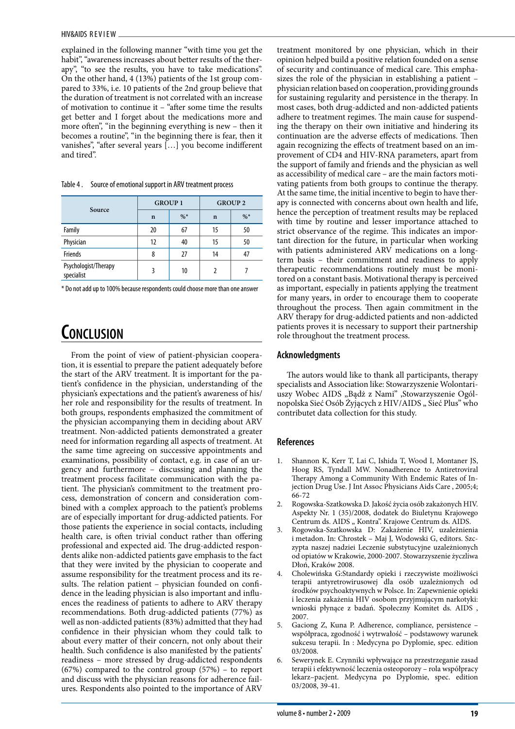explained in the following manner "with time you get the habit", "awareness increases about better results of the therapy", "to see the results, you have to take medications". On the other hand, 4 (13%) patients of the 1st group compared to 33%, i.e. 10 patients of the 2nd group believe that the duration of treatment is not correlated with an increase of motivation to continue it – "after some time the results get better and I forget about the medications more and more often", "in the beginning everything is new – then it becomes a routine", "in the beginning there is fear, then it vanishes", "after several years […] you become indifferent and tired".

Table 4 . Source of emotional support in ARV treatment process

| Source | GROUP 1 | | GROUP 2 | |
|---|---|---|---|---|
| | n | %* | n | %* |
| Family | 20 | 67 | 15 | 50 |
| Physician | 12 | 40 | 15 | 50 |
| Friends | 8 | 27 | 14 | 47 |
| Psychologist/Therapy specialist | 3 | 10 | 2 | 7 |

\* Do not add up to 100% because respondents could choose more than one answer

# Conclusion

From the point of view of patient-physician cooperation, it is essential to prepare the patient adequately before the start of the ARV treatment. It is important for the patient's confidence in the physician, understanding of the physician's expectations and the patient's awareness of his/her role and responsibility for the results of treatment. In both groups, respondents emphasized the commitment of the physician accompanying them in deciding about ARV treatment. Non-addicted patients demonstrated a greater need for information regarding all aspects of treatment. At the same time agreeing on successive appointments and examinations, possibility of contact, e.g. in case of an urgency and furthermore – discussing and planning the treatment process facilitate communication with the patient. The physician's commitment to the treatment process, demonstration of concern and consideration combined with a complex approach to the patient's problems are of especially important for drug-addicted patients. For those patients the experience in social contacts, including health care, is often trivial conduct rather than offering professional and expected aid. The drug-addicted respondents alike non-addicted patients gave emphasis to the fact that they were invited by the physician to cooperate and assume responsibility for the treatment process and its results. The relation patient – physician founded on confidence in the leading physician is also important and influences the readiness of patients to adhere to ARV therapy recommendations. Both drug-addicted patients (77%) as well as non-addicted patients (83%) admitted that they had confidence in their physician whom they could talk to about every matter of their concern, not only about their health. Such confidence is also manifested by the patients' readiness – more stressed by drug-addicted respondents (67%) compared to the control group (57%) – to report and discuss with the physician reasons for adherence failures. Respondents also pointed to the importance of ARV treatment monitored by one physician, which in their opinion helped build a positive relation founded on a sense of security and continuance of medical care. This emphasizes the role of the physician in establishing a patient – physician relation based on cooperation, providing grounds for sustaining regularity and persistence in the therapy. In most cases, both drug-addicted and non-addicted patients adhere to treatment regimes. The main cause for suspending the therapy on their own initiative and hindering its continuation are the adverse effects of medications. Then again recognizing the effects of treatment based on an improvement of CD4 and HIV-RNA parameters, apart from the support of family and friends and the physician as well as accessibility of medical care – are the main factors motivating patients from both groups to continue the therapy. At the same time, the initial incentive to begin to have therapy is connected with concerns about own health and life, hence the perception of treatment results may be replaced with time by routine and lesser importance attached to strict observance of the regime. This indicates an important direction for the future, in particular when working with patients administered ARV medications on a long-term basis – their commitment and readiness to apply therapeutic recommendations routinely must be monitored on a constant basis. Motivational therapy is perceived as important, especially in patients applying the treatment for many years, in order to encourage them to cooperate throughout the process. Then again commitment in the ARV therapy for drug-addicted patients and non-addicted patients proves it is necessary to support their partnership role throughout the treatment process.

## Acknowledgments

The autors would like to thank all participants, therapy specialists and Association like: Stowarzyszenie Wolontariuszy Wobec AIDS „Bądź z Nami" ,Stowarzyszenie Ogólnopolska Sieć Osób Żyjących z HIV/AIDS „ Sieć Plus" who contributet data collection for this study.

## References

1. Shannon K, Kerr T, Lai C, Ishida T, Wood I, Montaner JS, Hoog RS, Tyndall MW. Nonadherence to Antiretroviral Therapy Among a Community With Endemic Rates of Injection Drug Use. J Int Assoc Physicians Aids Care , 2005;4; 66-72
2. Rogowska-Szatkowska D. Jakość życia osób zakażonych HIV. Aspekty Nr. 1 (35)/2008, dodatek do Biuletynu Krajowego Centrum ds. AIDS „ Kontra". Krajowe Centrum ds. AIDS.
3. Rogowska-Szatkowska D: Zakażenie HIV, uzależnienia i metadon. In: Chrostek – Maj J, Wodowski G, editors. Szczypta naszej nadziei Leczenie substytucyjne uzależnionych od opiatów w Krakowie, 2000-2007. Stowarzyszenie życzliwa Dłoń, Kraków 2008.
4. Cholewińska G:Standardy opieki i rzeczywiste możliwości terapii antyretrowirusowej dla osób uzależnionych od środków psychoaktywnych w Polsce. In: Zapewnienie opieki i leczenia zakażenia HIV osobom przyjmującym narkotyki: wnioski płynące z badań. Społeczny Komitet ds. AIDS , 2007.
5. Gaciong Z, Kuna P. Adherence, compliance, persistence – współpraca, zgodność i wytrwałość – podstawowy warunek sukcesu terapii. In : Medycyna po Dyplomie, spec. edition 03/2008.
6. Sewerynek E. Czynniki wpływające na przestrzeganie zasad terapii i efektywność leczenia osteoporozy – rola współpracy lekarz–pacjent. Medycyna po Dyplomie, spec. edition 03/2008, 39-41.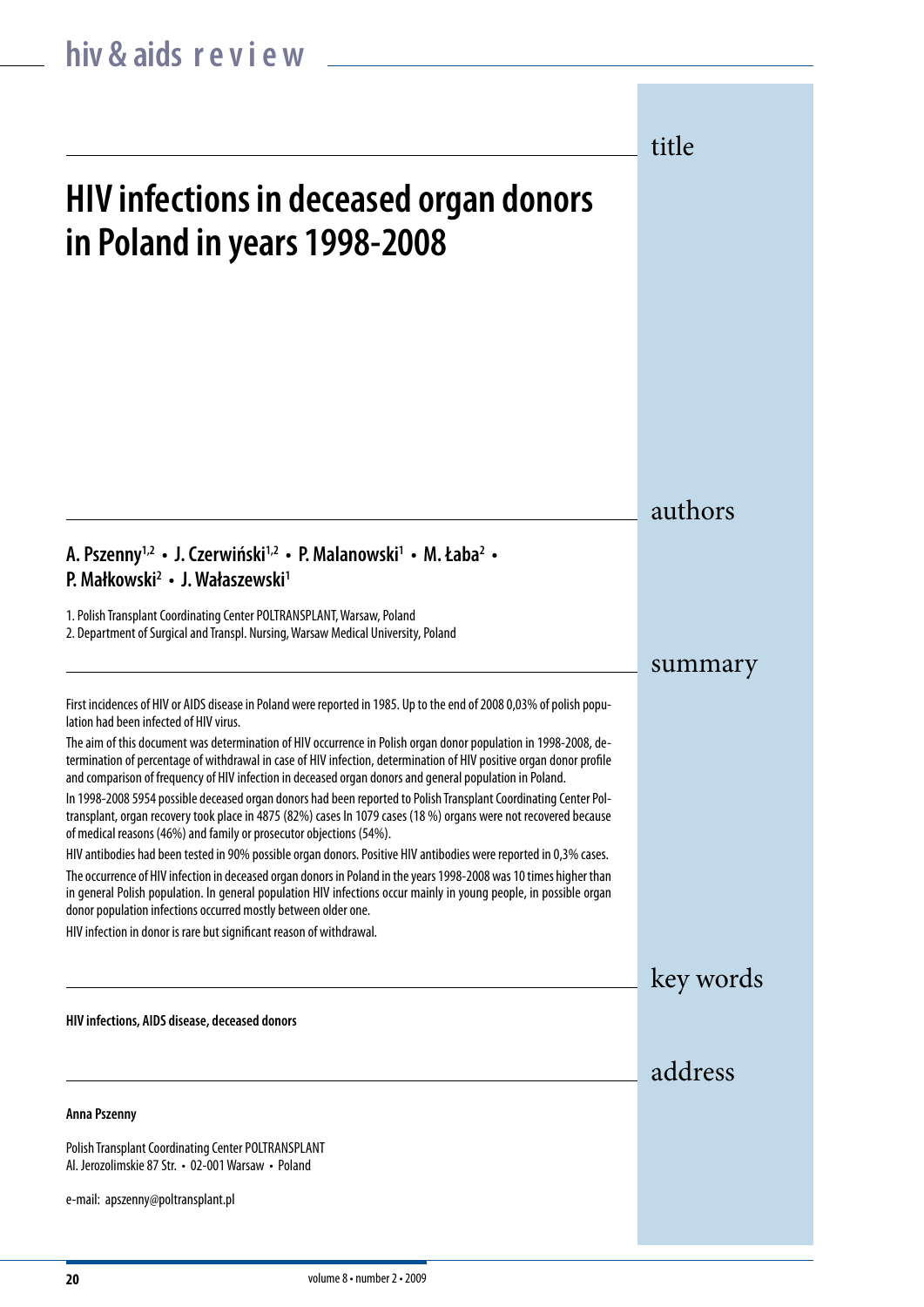# HIV infections in deceased organ donors in Poland in years 1998-2008

## authors

**A. Pszenny[1,2] • J. Czerwiński[1,2] • P. Malanowski[1] • M. Łaba[2] • P. Małkowski[2] • J. Wałaszewski[1]**

1. Polish Transplant Coordinating Center POLTRANSPLANT, Warsaw, Poland
2. Department of Surgical and Transpl. Nursing, Warsaw Medical University, Poland

## summary

First incidences of HIV or AIDS disease in Poland were reported in 1985. Up to the end of 2008 0,03% of polish population had been infected of HIV virus.

The aim of this document was determination of HIV occurrence in Polish organ donor population in 1998-2008, determination of percentage of withdrawal in case of HIV infection, determination of HIV positive organ donor profile and comparison of frequency of HIV infection in deceased organ donors and general population in Poland.

In 1998-2008 5954 possible deceased organ donors had been reported to Polish Transplant Coordinating Center Poltransplant, organ recovery took place in 4875 (82%) cases In 1079 cases (18 %) organs were not recovered because of medical reasons (46%) and family or prosecutor objections (54%).

HIV antibodies had been tested in 90% possible organ donors. Positive HIV antibodies were reported in 0,3% cases.

The occurrence of HIV infection in deceased organ donors in Poland in the years 1998-2008 was 10 times higher than in general Polish population. In general population HIV infections occur mainly in young people, in possible organ donor population infections occurred mostly between older one.

HIV infection in donor is rare but significant reason of withdrawal.

## key words

**HIV infections, AIDS disease, deceased donors**

## address

**Anna Pszenny**

Polish Transplant Coordinating Center POLTRANSPLANT
Al. Jerozolimskie 87 Str. • 02-001 Warsaw • Poland

e-mail: apszenny@poltransplant.pl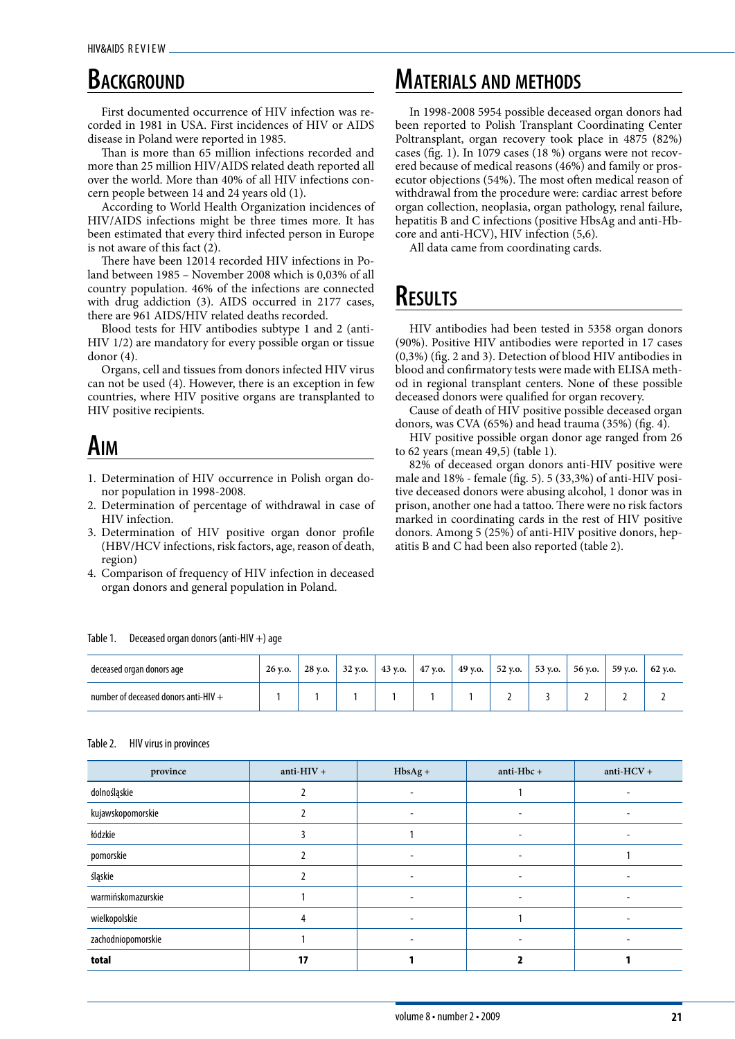## Background

First documented occurrence of HIV infection was recorded in 1981 in USA. First incidences of HIV or AIDS disease in Poland were reported in 1985.

Than is more than 65 million infections recorded and more than 25 million HIV/AIDS related death reported all over the world. More than 40% of all HIV infections concern people between 14 and 24 years old (1).

According to World Health Organization incidences of HIV/AIDS infections might be three times more. It has been estimated that every third infected person in Europe is not aware of this fact (2).

There have been 12014 recorded HIV infections in Poland between 1985 – November 2008 which is 0,03% of all country population. 46% of the infections are connected with drug addiction (3). AIDS occurred in 2177 cases, there are 961 AIDS/HIV related deaths recorded.

Blood tests for HIV antibodies subtype 1 and 2 (anti-HIV 1/2) are mandatory for every possible organ or tissue donor (4).

Organs, cell and tissues from donors infected HIV virus can not be used (4). However, there is an exception in few countries, where HIV positive organs are transplanted to HIV positive recipients.

## Aim

1. Determination of HIV occurrence in Polish organ donor population in 1998-2008.
2. Determination of percentage of withdrawal in case of HIV infection.
3. Determination of HIV positive organ donor profile (HBV/HCV infections, risk factors, age, reason of death, region)
4. Comparison of frequency of HIV infection in deceased organ donors and general population in Poland.

## Materials and methods

In 1998-2008 5954 possible deceased organ donors had been reported to Polish Transplant Coordinating Center Poltransplant, organ recovery took place in 4875 (82%) cases (fig. 1). In 1079 cases (18 %) organs were not recovered because of medical reasons (46%) and family or prosecutor objections (54%). The most often medical reason of withdrawal from the procedure were: cardiac arrest before organ collection, neoplasia, organ pathology, renal failure, hepatitis B and C infections (positive HbsAg and anti-Hbcore and anti-HCV), HIV infection (5,6).

All data came from coordinating cards.

## Results

HIV antibodies had been tested in 5358 organ donors (90%). Positive HIV antibodies were reported in 17 cases (0,3%) (fig. 2 and 3). Detection of blood HIV antibodies in blood and confirmatory tests were made with ELISA method in regional transplant centers. None of these possible deceased donors were qualified for organ recovery.

Cause of death of HIV positive possible deceased organ donors, was CVA (65%) and head trauma (35%) (fig. 4).

HIV positive possible organ donor age ranged from 26 to 62 years (mean 49,5) (table 1).

82% of deceased organ donors anti-HIV positive were male and 18% - female (fig. 5). 5 (33,3%) of anti-HIV positive deceased donors were abusing alcohol, 1 donor was in prison, another one had a tattoo. There were no risk factors marked in coordinating cards in the rest of HIV positive donors. Among 5 (25%) of anti-HIV positive donors, hepatitis B and C had been also reported (table 2).

Table 1. Deceased organ donors (anti-HIV +) age

| deceased organ donors age | 26 y.o. | 28 y.o. | 32 y.o. | 43 y.o. | 47 y.o. | 49 y.o. | 52 y.o. | 53 y.o. | 56 y.o. | 59 y.o. | 62 y.o. |
|---|---|---|---|---|---|---|---|---|---|---|---|
| number of deceased donors anti-HIV + | 1 | 1 | 1 | 1 | 1 | 1 | 2 | 3 | 2 | 2 | 2 |

Table 2. HIV virus in provinces

| province | anti-HIV + | HbsAg + | anti-Hbc + | anti-HCV + |
|---|---|---|---|---|
| dolnośląskie | 2 | - | 1 | - |
| kujawskopomorskie | 2 | - | - | - |
| łódzkie | 3 | 1 | - | - |
| pomorskie | 2 | - | - | 1 |
| śląskie | 2 | - | - | - |
| warmińskomazurskie | 1 | - | - | - |
| wielkopolskie | 4 | - | 1 | - |
| zachodniopomorskie | 1 | - | - | - |
| **total** | **17** | **1** | **2** | **1** |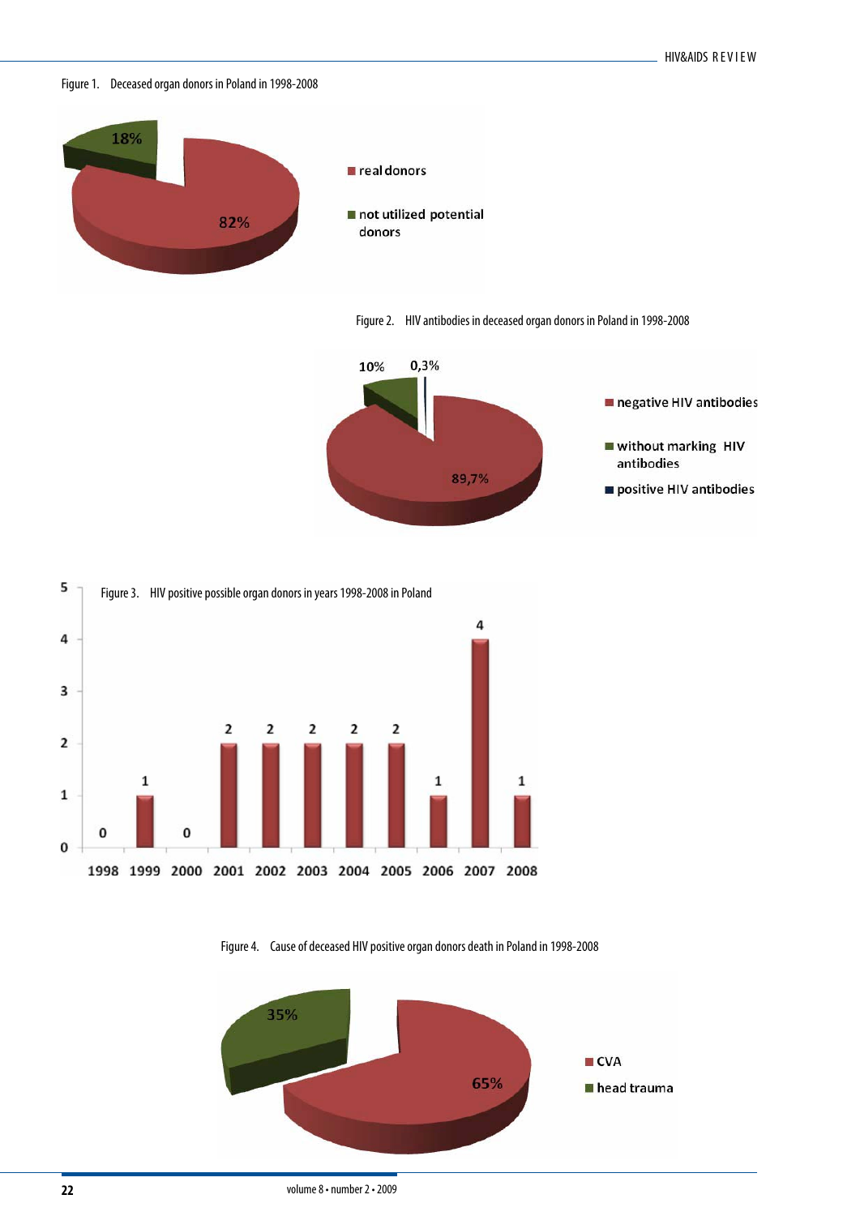Figure 1. Deceased organ donors in Poland in 1998-2008

Figure 2. HIV antibodies in deceased organ donors in Poland in 1998-2008

Figure 3. HIV positive possible organ donors in years 1998-2008 in Poland

Figure 4. Cause of deceased HIV positive organ donors death in Poland in 1998-2008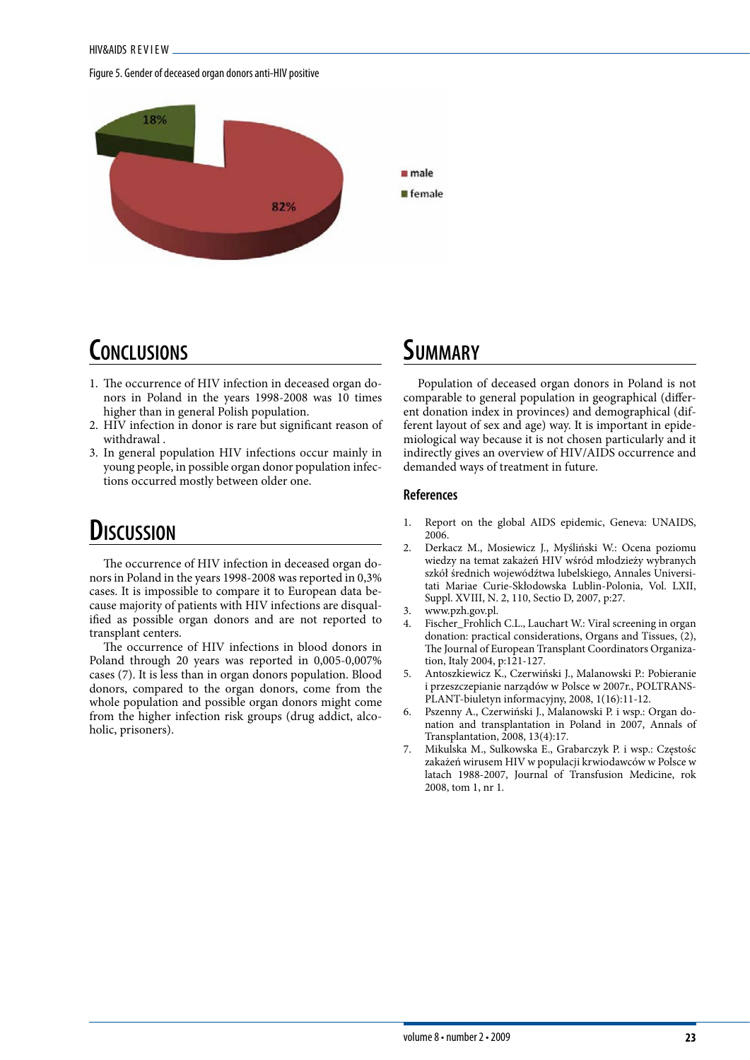Figure 5. Gender of deceased organ donors anti-HIV positive

# Conclusions

1. The occurrence of HIV infection in deceased organ donors in Poland in the years 1998-2008 was 10 times higher than in general Polish population.
2. HIV infection in donor is rare but significant reason of withdrawal .
3. In general population HIV infections occur mainly in young people, in possible organ donor population infections occurred mostly between older one.

# Discussion

The occurrence of HIV infection in deceased organ donors in Poland in the years 1998-2008 was reported in 0,3% cases. It is impossible to compare it to European data because majority of patients with HIV infections are disqualified as possible organ donors and are not reported to transplant centers.

The occurrence of HIV infections in blood donors in Poland through 20 years was reported in 0,005-0,007% cases (7). It is less than in organ donors population. Blood donors, compared to the organ donors, come from the whole population and possible organ donors might come from the higher infection risk groups (drug addict, alcoholic, prisoners).

# Summary

Population of deceased organ donors in Poland is not comparable to general population in geographical (different donation index in provinces) and demographical (different layout of sex and age) way. It is important in epidemiological way because it is not chosen particularly and it indirectly gives an overview of HIV/AIDS occurrence and demanded ways of treatment in future.

## References

1. Report on the global AIDS epidemic, Geneva: UNAIDS, 2006.
2. Derkacz M., Mosiewicz J., Myśliński W.: Ocena poziomu wiedzy na temat zakażeń HIV wśród młodzieży wybranych szkół średnich województwa lubelskiego, Annales Universitati Mariae Curie-Skłodowska Lublin-Polonia, Vol. LXII, Suppl. XVIII, N. 2, 110, Sectio D, 2007, p:27.
3. www.pzh.gov.pl.
4. Fischer_Frohlich C.L., Lauchart W.: Viral screening in organ donation: practical considerations, Organs and Tissues, (2), The Journal of European Transplant Coordinators Organization, Italy 2004, p:121-127.
5. Antoszkiewicz K., Czerwiński J., Malanowski P.: Pobieranie i przeszczepianie narządów w Polsce w 2007r., POLTRANSPLANT-biuletyn informacyjny, 2008, 1(16):11-12.
6. Pszenny A., Czerwiński J., Malanowski P. i wsp.: Organ donation and transplantation in Poland in 2007, Annals of Transplantation, 2008, 13(4):17.
7. Mikulska M., Sulkowska E., Grabarczyk P. i wsp.: Częstośc zakażeń wirusem HIV w populacji krwiodawców w Polsce w latach 1988-2007, Journal of Transfusion Medicine, rok 2008, tom 1, nr 1.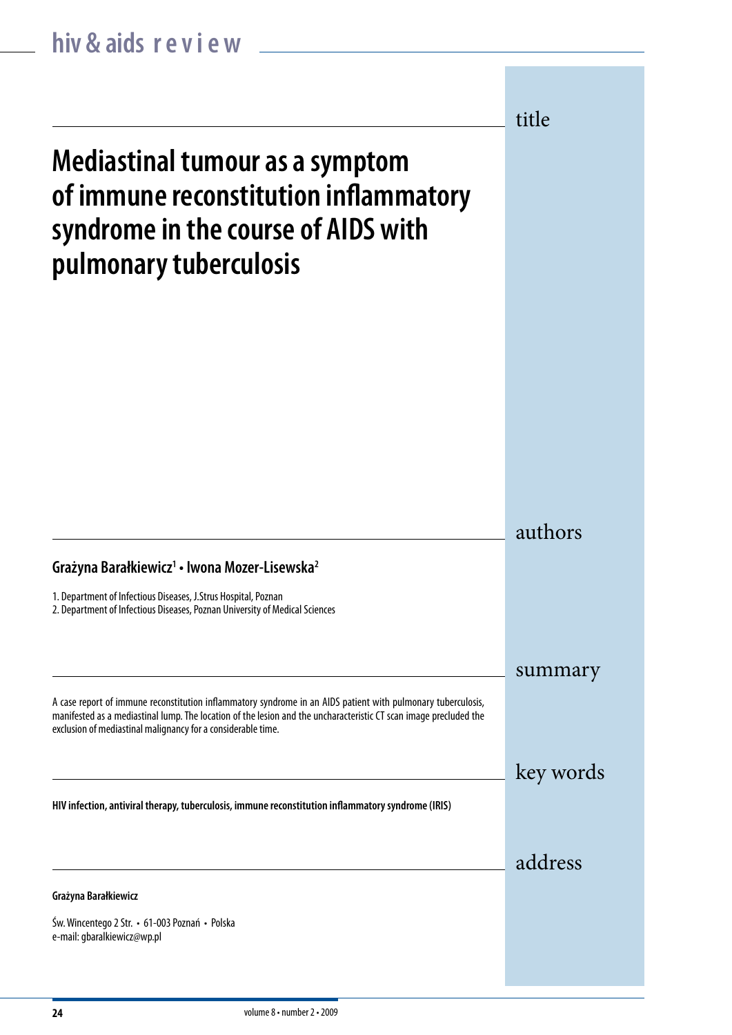# Mediastinal tumour as a symptom of immune reconstitution inflammatory syndrome in the course of AIDS with pulmonary tuberculosis

## authors

**Grażyna Barałkiewicz[1] • Iwona Mozer-Lisewska[2]**

1. Department of Infectious Diseases, J.Strus Hospital, Poznan
2. Department of Infectious Diseases, Poznan University of Medical Sciences

## summary

A case report of immune reconstitution inflammatory syndrome in an AIDS patient with pulmonary tuberculosis, manifested as a mediastinal lump. The location of the lesion and the uncharacteristic CT scan image precluded the exclusion of mediastinal malignancy for a considerable time.

## key words

**HIV infection, antiviral therapy, tuberculosis, immune reconstitution inflammatory syndrome (IRIS)**

## address

**Grażyna Barałkiewicz**

Św. Wincentego 2 Str. • 61-003 Poznań • Polska
e-mail: gbaralkiewicz@wp.pl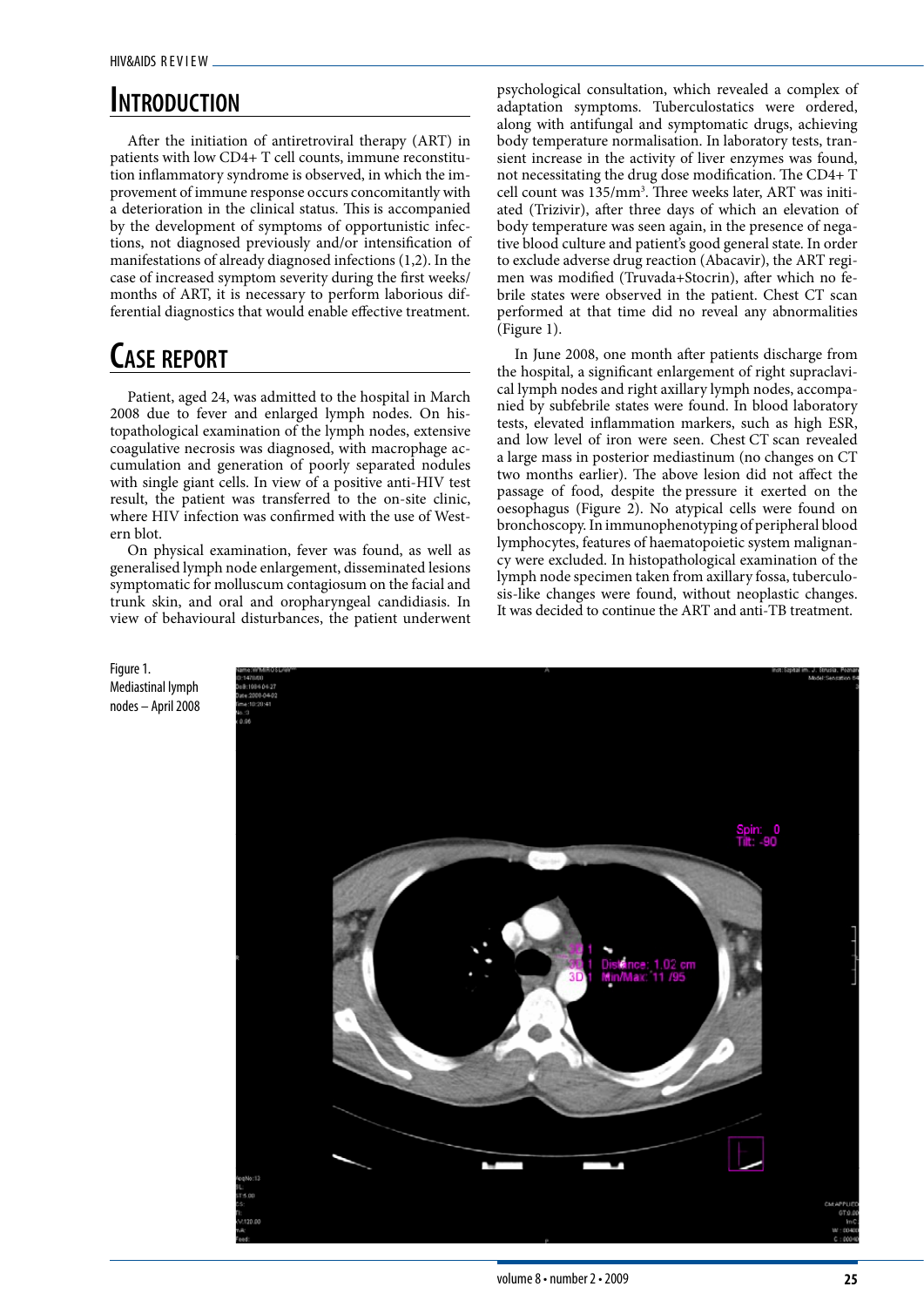## Introduction

After the initiation of antiretroviral therapy (ART) in patients with low CD4+ T cell counts, immune reconstitution inflammatory syndrome is observed, in which the improvement of immune response occurs concomitantly with a deterioration in the clinical status. This is accompanied by the development of symptoms of opportunistic infections, not diagnosed previously and/or intensification of manifestations of already diagnosed infections (1,2). In the case of increased symptom severity during the first weeks/months of ART, it is necessary to perform laborious differential diagnostics that would enable effective treatment.

## Case report

Patient, aged 24, was admitted to the hospital in March 2008 due to fever and enlarged lymph nodes. On histopathological examination of the lymph nodes, extensive coagulative necrosis was diagnosed, with macrophage accumulation and generation of poorly separated nodules with single giant cells. In view of a positive anti-HIV test result, the patient was transferred to the on-site clinic, where HIV infection was confirmed with the use of Western blot.

On physical examination, fever was found, as well as generalised lymph node enlargement, disseminated lesions symptomatic for molluscum contagiosum on the facial and trunk skin, and oral and oropharyngeal candidiasis. In view of behavioural disturbances, the patient underwent psychological consultation, which revealed a complex of adaptation symptoms. Tuberculostatics were ordered, along with antifungal and symptomatic drugs, achieving body temperature normalisation. In laboratory tests, transient increase in the activity of liver enzymes was found, not necessitating the drug dose modification. The CD4+ T cell count was 135/mm$^3$. Three weeks later, ART was initiated (Trizivir), after three days of which an elevation of body temperature was seen again, in the presence of negative blood culture and patient's good general state. In order to exclude adverse drug reaction (Abacavir), the ART regimen was modified (Truvada+Stocrin), after which no febrile states were observed in the patient. Chest CT scan performed at that time did no reveal any abnormalities (Figure 1).

In June 2008, one month after patients discharge from the hospital, a significant enlargement of right supraclavical lymph nodes and right axillary lymph nodes, accompanied by subfebrile states were found. In blood laboratory tests, elevated inflammation markers, such as high ESR, and low level of iron were seen. Chest CT scan revealed a large mass in posterior mediastinum (no changes on CT two months earlier). The above lesion did not affect the passage of food, despite the pressure it exerted on the oesophagus (Figure 2). No atypical cells were found on bronchoscopy. In immunophenotyping of peripheral blood lymphocytes, features of haematopoietic system malignancy were excluded. In histopathological examination of the lymph node specimen taken from axillary fossa, tuberculosis-like changes were found, without neoplastic changes. It was decided to continue the ART and anti-TB treatment.

Figure 1. Mediastinal lymph nodes – April 2008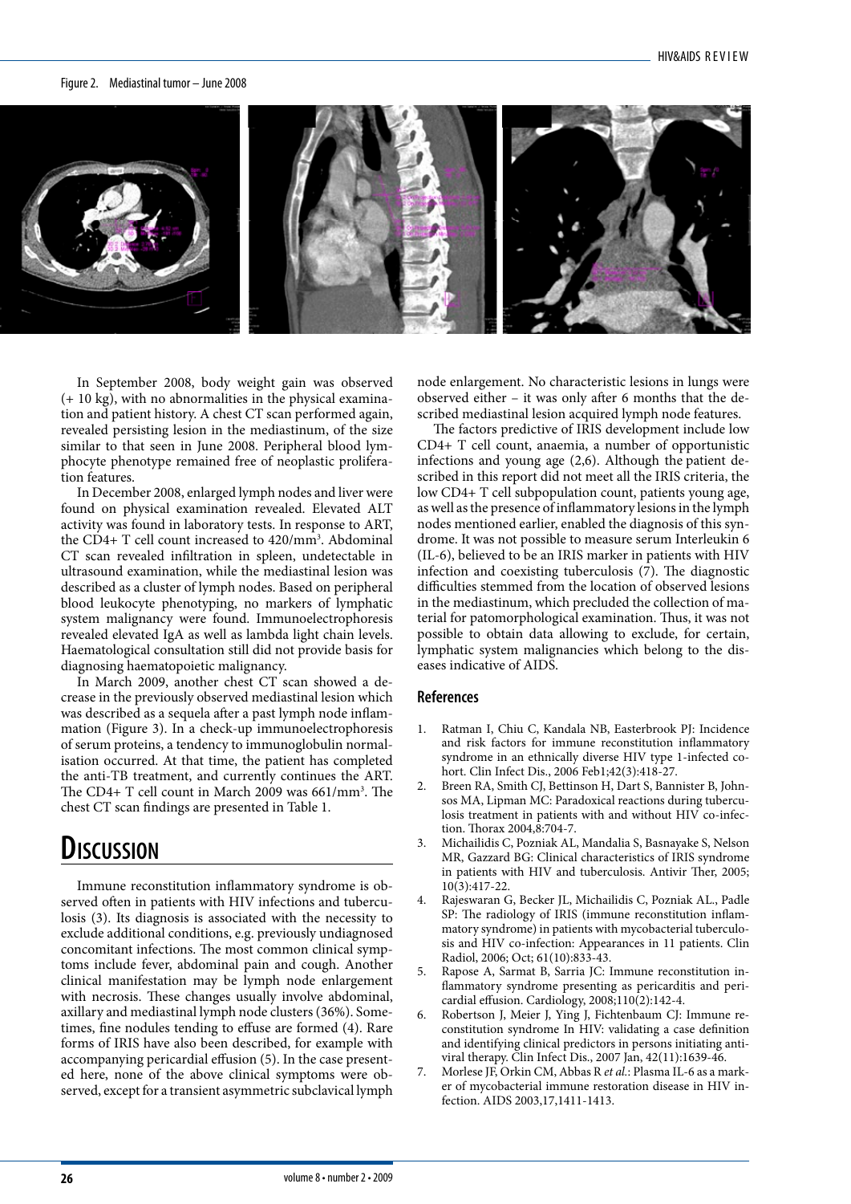Figure 2. Mediastinal tumor – June 2008

In September 2008, body weight gain was observed (+ 10 kg), with no abnormalities in the physical examination and patient history. A chest CT scan performed again, revealed persisting lesion in the mediastinum, of the size similar to that seen in June 2008. Peripheral blood lymphocyte phenotype remained free of neoplastic proliferation features.

In December 2008, enlarged lymph nodes and liver were found on physical examination revealed. Elevated ALT activity was found in laboratory tests. In response to ART, the CD4+ T cell count increased to 420/mm³. Abdominal CT scan revealed infiltration in spleen, undetectable in ultrasound examination, while the mediastinal lesion was described as a cluster of lymph nodes. Based on peripheral blood leukocyte phenotyping, no markers of lymphatic system malignancy were found. Immunoelectrophoresis revealed elevated IgA as well as lambda light chain levels. Haematological consultation still did not provide basis for diagnosing haematopoietic malignancy.

In March 2009, another chest CT scan showed a decrease in the previously observed mediastinal lesion which was described as a sequela after a past lymph node inflammation (Figure 3). In a check-up immunoelectrophoresis of serum proteins, a tendency to immunoglobulin normalisation occurred. At that time, the patient has completed the anti-TB treatment, and currently continues the ART. The CD4+ T cell count in March 2009 was 661/mm³. The chest CT scan findings are presented in Table 1.

# Discussion

Immune reconstitution inflammatory syndrome is observed often in patients with HIV infections and tuberculosis (3). Its diagnosis is associated with the necessity to exclude additional conditions, e.g. previously undiagnosed concomitant infections. The most common clinical symptoms include fever, abdominal pain and cough. Another clinical manifestation may be lymph node enlargement with necrosis. These changes usually involve abdominal, axillary and mediastinal lymph node clusters (36%). Sometimes, fine nodules tending to effuse are formed (4). Rare forms of IRIS have also been described, for example with accompanying pericardial effusion (5). In the case presented here, none of the above clinical symptoms were observed, except for a transient asymmetric subclavical lymph node enlargement. No characteristic lesions in lungs were observed either – it was only after 6 months that the described mediastinal lesion acquired lymph node features.

The factors predictive of IRIS development include low CD4+ T cell count, anaemia, a number of opportunistic infections and young age (2,6). Although the patient described in this report did not meet all the IRIS criteria, the low CD4+ T cell subpopulation count, patients young age, as well as the presence of inflammatory lesions in the lymph nodes mentioned earlier, enabled the diagnosis of this syndrome. It was not possible to measure serum Interleukin 6 (IL-6), believed to be an IRIS marker in patients with HIV infection and coexisting tuberculosis (7). The diagnostic difficulties stemmed from the location of observed lesions in the mediastinum, which precluded the collection of material for patomorphological examination. Thus, it was not possible to obtain data allowing to exclude, for certain, lymphatic system malignancies which belong to the diseases indicative of AIDS.

## References

1. Ratman I, Chiu C, Kandala NB, Easterbrook PJ: Incidence and risk factors for immune reconstitution inflammatory syndrome in an ethnically diverse HIV type 1-infected cohort. Clin Infect Dis., 2006 Feb1;42(3):418-27.
2. Breen RA, Smith CJ, Bettinson H, Dart S, Bannister B, Johnsos MA, Lipman MC: Paradoxical reactions during tuberculosis treatment in patients with and without HIV co-infection. Thorax 2004,8:704-7.
3. Michailidis C, Pozniak AL, Mandalia S, Basnayake S, Nelson MR, Gazzard BG: Clinical characteristics of IRIS syndrome in patients with HIV and tuberculosis. Antivir Ther, 2005; 10(3):417-22.
4. Rajeswaran G, Becker JL, Michailidis C, Pozniak AL., Padle SP: The radiology of IRIS (immune reconstitution inflammatory syndrome) in patients with mycobacterial tuberculosis and HIV co-infection: Appearances in 11 patients. Clin Radiol, 2006; Oct; 61(10):833-43.
5. Rapose A, Sarmat B, Sarria JC: Immune reconstitution inflammatory syndrome presenting as pericarditis and pericardial effusion. Cardiology, 2008;110(2):142-4.
6. Robertson J, Meier J, Ying J, Fichtenbaum CJ: Immune reconstitution syndrome In HIV: validating a case definition and identifying clinical predictors in persons initiating antiviral therapy. Clin Infect Dis., 2007 Jan, 42(11):1639-46.
7. Morlese JF, Orkin CM, Abbas R *et al.*: Plasma IL-6 as a marker of mycobacterial immune restoration disease in HIV infection. AIDS 2003,17,1411-1413.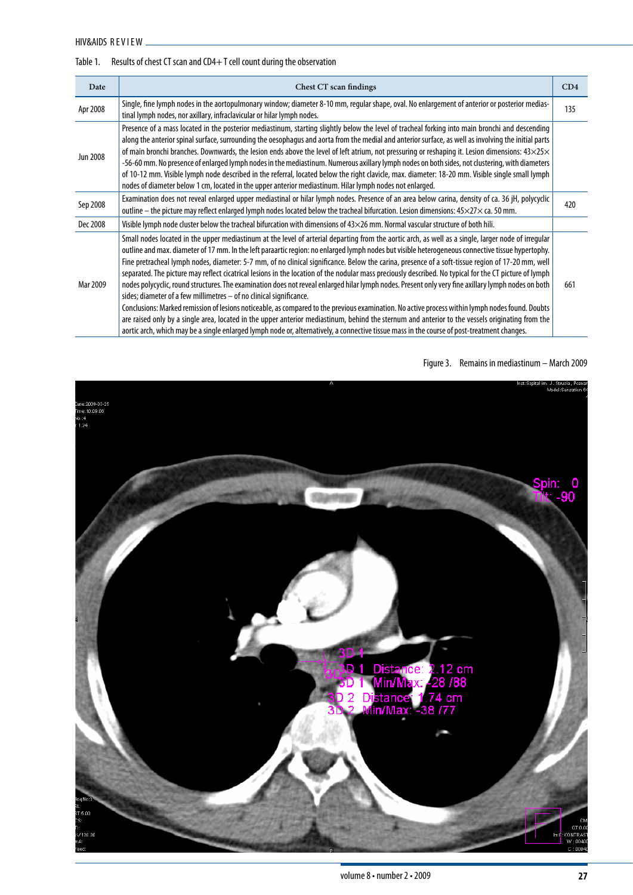Table 1. Results of chest CT scan and CD4+ T cell count during the observation

| Date | Chest CT scan findings | CD4 |
|---|---|---|
| Apr 2008 | Single, fine lymph nodes in the aortopulmonary window; diameter 8-10 mm, regular shape, oval. No enlargement of anterior or posterior mediastinal lymph nodes, nor axillary, infraclavicular or hilar lymph nodes. | 135 |
| Jun 2008 | Presence of a mass located in the posterior mediastinum, starting slightly below the level of tracheal forking into main bronchi and descending along the anterior spinal surface, surrounding the oesophagus and aorta from the medial and anterior surface, as well as involving the initial parts of main bronchi branches. Downwards, the lesion ends above the level of left atrium, not pressuring or reshaping it. Lesion dimensions: 43×25× -56-60 mm. No presence of enlarged lymph nodes in the mediastinum. Numerous axillary lymph nodes on both sides, not clustering, with diameters of 10-12 mm. Visible lymph node described in the referral, located below the right clavicle, max. diameter: 18-20 mm. Visible single small lymph nodes of diameter below 1 cm, located in the upper anterior mediastinum. Hilar lymph nodes not enlarged. | |
| Sep 2008 | Examination does not reveal enlarged upper mediastinal or hilar lymph nodes. Presence of an area below carina, density of ca. 36 jH, polycyclic outline – the picture may reflect enlarged lymph nodes located below the tracheal bifurcation. Lesion dimensions: 45×27× ca. 50 mm. | 420 |
| Dec 2008 | Visible lymph node cluster below the tracheal bifurcation with dimensions of 43×26 mm. Normal vascular structure of both hili. | |
| Mar 2009 | Small nodes located in the upper mediastinum at the level of arterial departing from the aortic arch, as well as a single, larger node of irregular outline and max. diameter of 17 mm. In the left paraartic region: no enlarged lymph nodes but visible heterogeneous connective tissue hypertophy. Fine pretracheal lymph nodes, diameter: 5-7 mm, of no clinical significance. Below the carina, presence of a soft-tissue region of 17-20 mm, well separated. The picture may reflect cicatrical lesions in the location of the nodular mass preciously described. No typical for the CT picture of lymph nodes polycyclic, round structures. The examination does not reveal enlarged hilar lymph nodes. Present only very fine axillary lymph nodes on both sides; diameter of a few millimetres – of no clinical significance. Conclusions: Marked remission of lesions noticeable, as compared to the previous examination. No active process within lymph nodes found. Doubts are raised only by a single area, located in the upper anterior mediastinum, behind the sternum and anterior to the vessels originating from the aortic arch, which may be a single enlarged lymph node or, alternatively, a connective tissue mass in the course of post-treatment changes. | 661 |

Figure 3. Remains in mediastinum – March 2009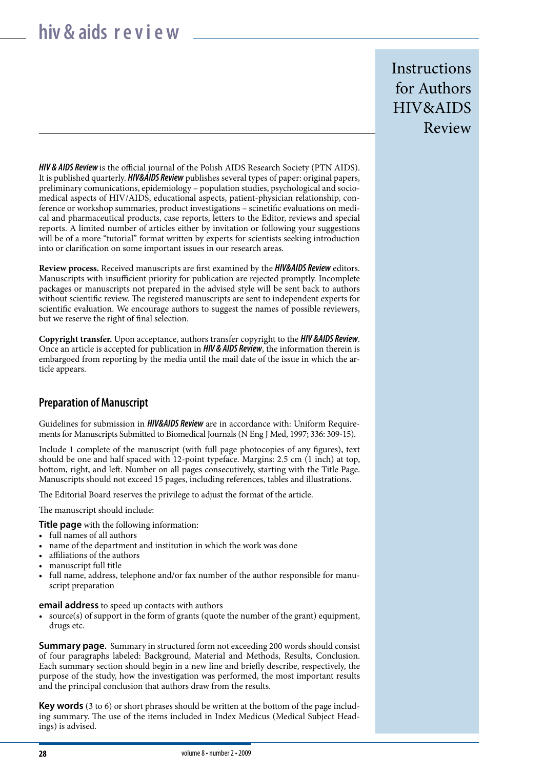# Instructions for Authors HIV&AIDS Review

***HIV & AIDS Review*** is the official journal of the Polish AIDS Research Society (PTN AIDS). It is published quarterly. ***HIV&AIDS Review*** publishes several types of paper: original papers, preliminary comunications, epidemiology – population studies, psychological and sociomedical aspects of HIV/AIDS, educational aspects, patient-physician relationship, conference or workshop summaries, product investigations – scinetific evaluations on medical and pharmaceutical products, case reports, letters to the Editor, reviews and special reports. A limited number of articles either by invitation or following your suggestions will be of a more "tutorial" format written by experts for scientists seeking introduction into or clarification on some important issues in our research areas.

**Review process.** Received manuscripts are first examined by the ***HIV&AIDS Review*** editors. Manuscripts with insufficient priority for publication are rejected promptly. Incomplete packages or manuscripts not prepared in the advised style will be sent back to authors without scientific review. The registered manuscripts are sent to independent experts for scientific evaluation. We encourage authors to suggest the names of possible reviewers, but we reserve the right of final selection.

**Copyright transfer.** Upon acceptance, authors transfer copyright to the ***HIV &AIDS Review***. Once an article is accepted for publication in ***HIV & AIDS Review***, the information therein is embargoed from reporting by the media until the mail date of the issue in which the article appears.

## Preparation of Manuscript

Guidelines for submission in ***HIV&AIDS Review*** are in accordance with: Uniform Requirements for Manuscripts Submitted to Biomedical Journals (N Eng J Med, 1997; 336: 309-15).

Include 1 complete of the manuscript (with full page photocopies of any figures), text should be one and half spaced with 12-point typeface. Margins: 2.5 cm (1 inch) at top, bottom, right, and left. Number on all pages consecutively, starting with the Title Page. Manuscripts should not exceed 15 pages, including references, tables and illustrations.

The Editorial Board reserves the privilege to adjust the format of the article.

The manuscript should include:

**Title page** with the following information:

- full names of all authors
- name of the department and institution in which the work was done
- affiliations of the authors
- manuscript full title
- full name, address, telephone and/or fax number of the author responsible for manuscript preparation

**email address** to speed up contacts with authors

- source(s) of support in the form of grants (quote the number of the grant) equipment, drugs etc.

**Summary page.** Summary in structured form not exceeding 200 words should consist of four paragraphs labeled: Background, Material and Methods, Results, Conclusion. Each summary section should begin in a new line and briefly describe, respectively, the purpose of the study, how the investigation was performed, the most important results and the principal conclusion that authors draw from the results.

**Key words** (3 to 6) or short phrases should be written at the bottom of the page including summary. The use of the items included in Index Medicus (Medical Subject Headings) is advised.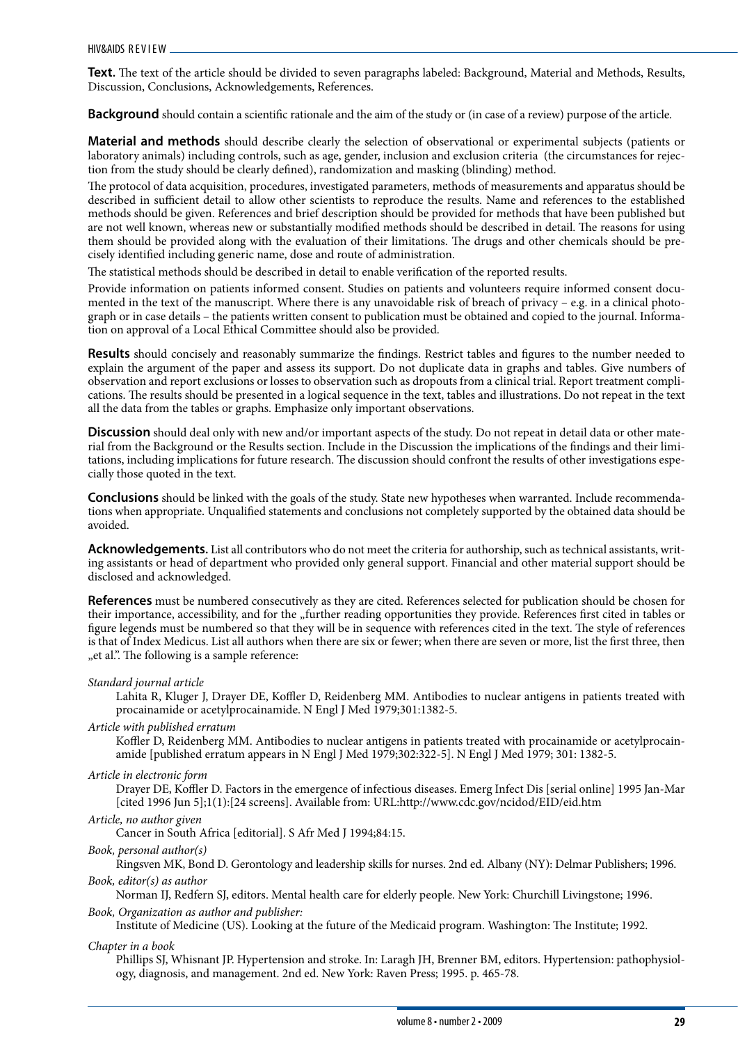**Text.** The text of the article should be divided to seven paragraphs labeled: Background, Material and Methods, Results, Discussion, Conclusions, Acknowledgements, References.

**Background** should contain a scientific rationale and the aim of the study or (in case of a review) purpose of the article.

**Material and methods** should describe clearly the selection of observational or experimental subjects (patients or laboratory animals) including controls, such as age, gender, inclusion and exclusion criteria (the circumstances for rejection from the study should be clearly defined), randomization and masking (blinding) method.

The protocol of data acquisition, procedures, investigated parameters, methods of measurements and apparatus should be described in sufficient detail to allow other scientists to reproduce the results. Name and references to the established methods should be given. References and brief description should be provided for methods that have been published but are not well known, whereas new or substantially modified methods should be described in detail. The reasons for using them should be provided along with the evaluation of their limitations. The drugs and other chemicals should be precisely identified including generic name, dose and route of administration.

The statistical methods should be described in detail to enable verification of the reported results.

Provide information on patients informed consent. Studies on patients and volunteers require informed consent documented in the text of the manuscript. Where there is any unavoidable risk of breach of privacy – e.g. in a clinical photograph or in case details – the patients written consent to publication must be obtained and copied to the journal. Information on approval of a Local Ethical Committee should also be provided.

**Results** should concisely and reasonably summarize the findings. Restrict tables and figures to the number needed to explain the argument of the paper and assess its support. Do not duplicate data in graphs and tables. Give numbers of observation and report exclusions or losses to observation such as dropouts from a clinical trial. Report treatment complications. The results should be presented in a logical sequence in the text, tables and illustrations. Do not repeat in the text all the data from the tables or graphs. Emphasize only important observations.

**Discussion** should deal only with new and/or important aspects of the study. Do not repeat in detail data or other material from the Background or the Results section. Include in the Discussion the implications of the findings and their limitations, including implications for future research. The discussion should confront the results of other investigations especially those quoted in the text.

**Conclusions** should be linked with the goals of the study. State new hypotheses when warranted. Include recommendations when appropriate. Unqualified statements and conclusions not completely supported by the obtained data should be avoided.

**Acknowledgements.** List all contributors who do not meet the criteria for authorship, such as technical assistants, writing assistants or head of department who provided only general support. Financial and other material support should be disclosed and acknowledged.

**References** must be numbered consecutively as they are cited. References selected for publication should be chosen for their importance, accessibility, and for the „further reading opportunities they provide. References first cited in tables or figure legends must be numbered so that they will be in sequence with references cited in the text. The style of references is that of Index Medicus. List all authors when there are six or fewer; when there are seven or more, list the first three, then „et al.". The following is a sample reference:

*Standard journal article*

Lahita R, Kluger J, Drayer DE, Koffler D, Reidenberg MM. Antibodies to nuclear antigens in patients treated with procainamide or acetylprocainamide. N Engl J Med 1979;301:1382-5.

*Article with published erratum*

Koffler D, Reidenberg MM. Antibodies to nuclear antigens in patients treated with procainamide or acetylprocainamide [published erratum appears in N Engl J Med 1979;302:322-5]. N Engl J Med 1979; 301: 1382-5.

*Article in electronic form*

Drayer DE, Koffler D. Factors in the emergence of infectious diseases. Emerg Infect Dis [serial online] 1995 Jan-Mar [cited 1996 Jun 5];1(1):[24 screens]. Available from: URL:http://www.cdc.gov/ncidod/EID/eid.htm

*Article, no author given*

Cancer in South Africa [editorial]. S Afr Med J 1994;84:15.

*Book, personal author(s)*

Ringsven MK, Bond D. Gerontology and leadership skills for nurses. 2nd ed. Albany (NY): Delmar Publishers; 1996.

*Book, editor(s) as author*

Norman IJ, Redfern SJ, editors. Mental health care for elderly people. New York: Churchill Livingstone; 1996.

*Book, Organization as author and publisher:*

Institute of Medicine (US). Looking at the future of the Medicaid program. Washington: The Institute; 1992.

*Chapter in a book*

Phillips SJ, Whisnant JP. Hypertension and stroke. In: Laragh JH, Brenner BM, editors. Hypertension: pathophysiology, diagnosis, and management. 2nd ed. New York: Raven Press; 1995. p. 465-78.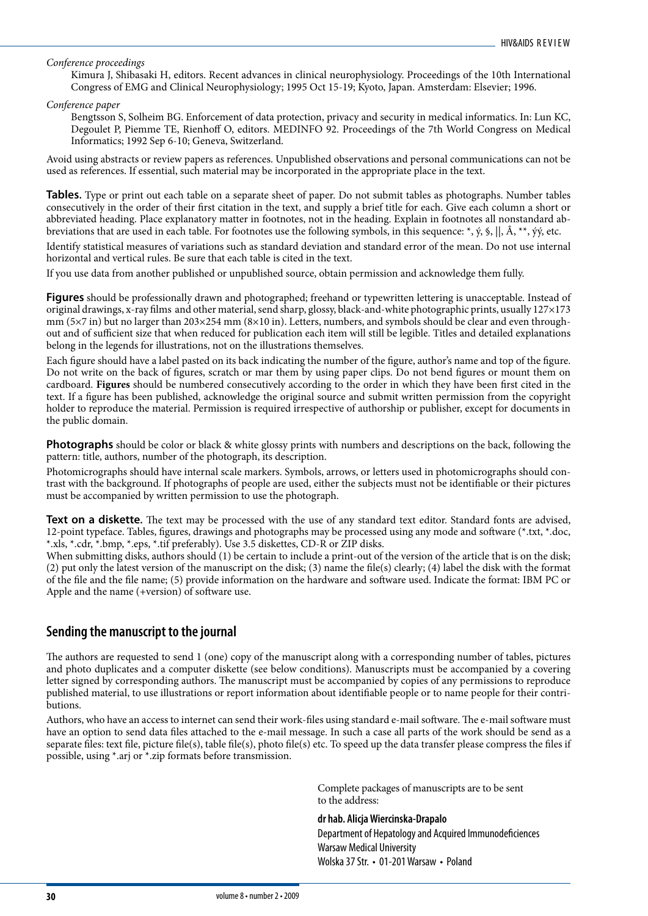*Conference proceedings*

Kimura J, Shibasaki H, editors. Recent advances in clinical neurophysiology. Proceedings of the 10th International Congress of EMG and Clinical Neurophysiology; 1995 Oct 15-19; Kyoto, Japan. Amsterdam: Elsevier; 1996.

*Conference paper*

Bengtsson S, Solheim BG. Enforcement of data protection, privacy and security in medical informatics. In: Lun KC, Degoulet P, Piemme TE, Rienhoff O, editors. MEDINFO 92. Proceedings of the 7th World Congress on Medical Informatics; 1992 Sep 6-10; Geneva, Switzerland.

Avoid using abstracts or review papers as references. Unpublished observations and personal communications can not be used as references. If essential, such material may be incorporated in the appropriate place in the text.

**Tables.** Type or print out each table on a separate sheet of paper. Do not submit tables as photographs. Number tables consecutively in the order of their first citation in the text, and supply a brief title for each. Give each column a short or abbreviated heading. Place explanatory matter in footnotes, not in the heading. Explain in footnotes all nonstandard abbreviations that are used in each table. For footnotes use the following symbols, in this sequence: *, ý, §, ||, Â, **, ýý, etc.

Identify statistical measures of variations such as standard deviation and standard error of the mean. Do not use internal horizontal and vertical rules. Be sure that each table is cited in the text.

If you use data from another published or unpublished source, obtain permission and acknowledge them fully.

**Figures** should be professionally drawn and photographed; freehand or typewritten lettering is unacceptable. Instead of original drawings, x-ray films and other material, send sharp, glossy, black-and-white photographic prints, usually 127×173 mm (5×7 in) but no larger than 203×254 mm (8×10 in). Letters, numbers, and symbols should be clear and even throughout and of sufficient size that when reduced for publication each item will still be legible. Titles and detailed explanations belong in the legends for illustrations, not on the illustrations themselves.

Each figure should have a label pasted on its back indicating the number of the figure, author's name and top of the figure. Do not write on the back of figures, scratch or mar them by using paper clips. Do not bend figures or mount them on cardboard. **Figures** should be numbered consecutively according to the order in which they have been first cited in the text. If a figure has been published, acknowledge the original source and submit written permission from the copyright holder to reproduce the material. Permission is required irrespective of authorship or publisher, except for documents in the public domain.

**Photographs** should be color or black & white glossy prints with numbers and descriptions on the back, following the pattern: title, authors, number of the photograph, its description.

Photomicrographs should have internal scale markers. Symbols, arrows, or letters used in photomicrographs should contrast with the background. If photographs of people are used, either the subjects must not be identifiable or their pictures must be accompanied by written permission to use the photograph.

**Text on a diskette.** The text may be processed with the use of any standard text editor. Standard fonts are advised, 12-point typeface. Tables, figures, drawings and photographs may be processed using any mode and software (*.txt, *.doc, *.xls, *.cdr, *.bmp, *.eps, *.tif preferably). Use 3.5 diskettes, CD-R or ZIP disks.

When submitting disks, authors should (1) be certain to include a print-out of the version of the article that is on the disk; (2) put only the latest version of the manuscript on the disk; (3) name the file(s) clearly; (4) label the disk with the format of the file and the file name; (5) provide information on the hardware and software used. Indicate the format: IBM PC or Apple and the name (+version) of software use.

## Sending the manuscript to the journal

The authors are requested to send 1 (one) copy of the manuscript along with a corresponding number of tables, pictures and photo duplicates and a computer diskette (see below conditions). Manuscripts must be accompanied by a covering letter signed by corresponding authors. The manuscript must be accompanied by copies of any permissions to reproduce published material, to use illustrations or report information about identifiable people or to name people for their contributions.

Authors, who have an access to internet can send their work-files using standard e-mail software. The e-mail software must have an option to send data files attached to the e-mail message. In such a case all parts of the work should be send as a separate files: text file, picture file(s), table file(s), photo file(s) etc. To speed up the data transfer please compress the files if possible, using *.arj or *.zip formats before transmission.

Complete packages of manuscripts are to be sent to the address:

**dr hab. Alicja Wiercinska-Drapalo**
Department of Hepatology and Acquired Immunodeficiences
Warsaw Medical University
Wolska 37 Str. • 01-201 Warsaw • Poland